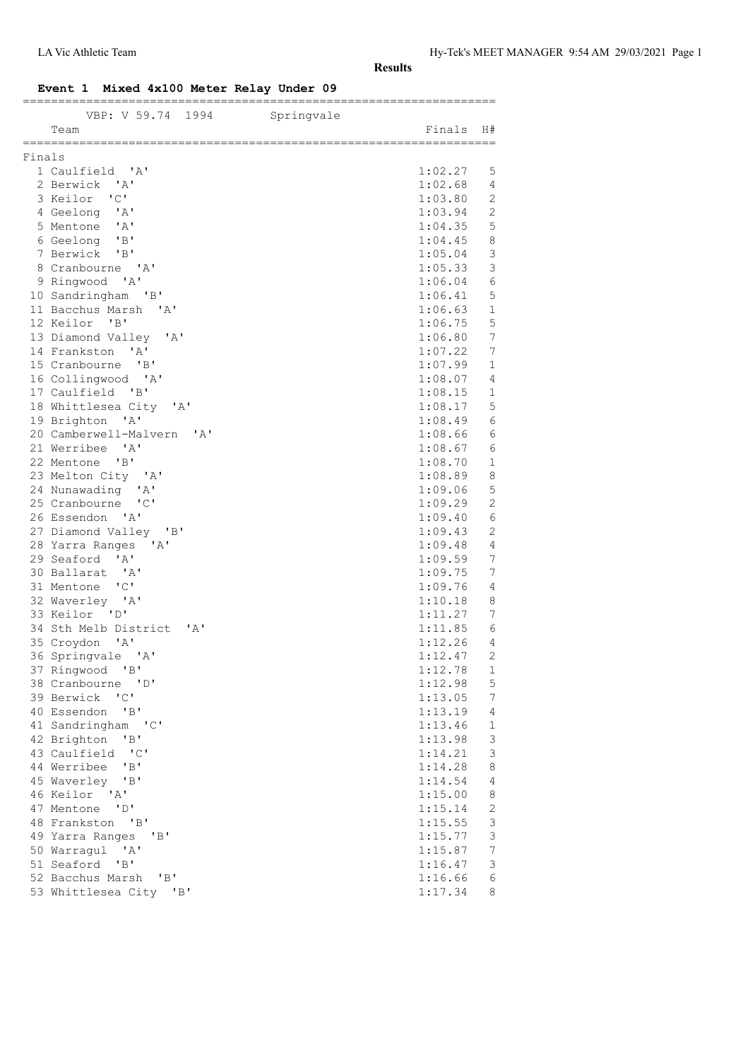**Results**

## Event 1 Mixed 4x100 Meter Relay Under 09

VBP: V 59.74 1994 Springvale

**Finals**

| Place | Team | Finals | H# |
|---|---|---|---|
| 1 | Caulfield 'A' | 1:02.27 | 5 |
| 2 | Berwick 'A' | 1:02.68 | 4 |
| 3 | Keilor 'C' | 1:03.80 | 2 |
| 4 | Geelong 'A' | 1:03.94 | 2 |
| 5 | Mentone 'A' | 1:04.35 | 5 |
| 6 | Geelong 'B' | 1:04.45 | 8 |
| 7 | Berwick 'B' | 1:05.04 | 3 |
| 8 | Cranbourne 'A' | 1:05.33 | 3 |
| 9 | Ringwood 'A' | 1:06.04 | 6 |
| 10 | Sandringham 'B' | 1:06.41 | 5 |
| 11 | Bacchus Marsh 'A' | 1:06.63 | 1 |
| 12 | Keilor 'B' | 1:06.75 | 5 |
| 13 | Diamond Valley 'A' | 1:06.80 | 7 |
| 14 | Frankston 'A' | 1:07.22 | 7 |
| 15 | Cranbourne 'B' | 1:07.99 | 1 |
| 16 | Collingwood 'A' | 1:08.07 | 4 |
| 17 | Caulfield 'B' | 1:08.15 | 1 |
| 18 | Whittlesea City 'A' | 1:08.17 | 5 |
| 19 | Brighton 'A' | 1:08.49 | 6 |
| 20 | Camberwell-Malvern 'A' | 1:08.66 | 6 |
| 21 | Werribee 'A' | 1:08.67 | 6 |
| 22 | Mentone 'B' | 1:08.70 | 1 |
| 23 | Melton City 'A' | 1:08.89 | 8 |
| 24 | Nunawading 'A' | 1:09.06 | 5 |
| 25 | Cranbourne 'C' | 1:09.29 | 2 |
| 26 | Essendon 'A' | 1:09.40 | 6 |
| 27 | Diamond Valley 'B' | 1:09.43 | 2 |
| 28 | Yarra Ranges 'A' | 1:09.48 | 4 |
| 29 | Seaford 'A' | 1:09.59 | 7 |
| 30 | Ballarat 'A' | 1:09.75 | 7 |
| 31 | Mentone 'C' | 1:09.76 | 4 |
| 32 | Waverley 'A' | 1:10.18 | 8 |
| 33 | Keilor 'D' | 1:11.27 | 7 |
| 34 | Sth Melb District 'A' | 1:11.85 | 6 |
| 35 | Croydon 'A' | 1:12.26 | 4 |
| 36 | Springvale 'A' | 1:12.47 | 2 |
| 37 | Ringwood 'B' | 1:12.78 | 1 |
| 38 | Cranbourne 'D' | 1:12.98 | 5 |
| 39 | Berwick 'C' | 1:13.05 | 7 |
| 40 | Essendon 'B' | 1:13.19 | 4 |
| 41 | Sandringham 'C' | 1:13.46 | 1 |
| 42 | Brighton 'B' | 1:13.98 | 3 |
| 43 | Caulfield 'C' | 1:14.21 | 3 |
| 44 | Werribee 'B' | 1:14.28 | 8 |
| 45 | Waverley 'B' | 1:14.54 | 4 |
| 46 | Keilor 'A' | 1:15.00 | 8 |
| 47 | Mentone 'D' | 1:15.14 | 2 |
| 48 | Frankston 'B' | 1:15.55 | 3 |
| 49 | Yarra Ranges 'B' | 1:15.77 | 3 |
| 50 | Warragul 'A' | 1:15.87 | 7 |
| 51 | Seaford 'B' | 1:16.47 | 3 |
| 52 | Bacchus Marsh 'B' | 1:16.66 | 6 |
| 53 | Whittlesea City 'B' | 1:17.34 | 8 |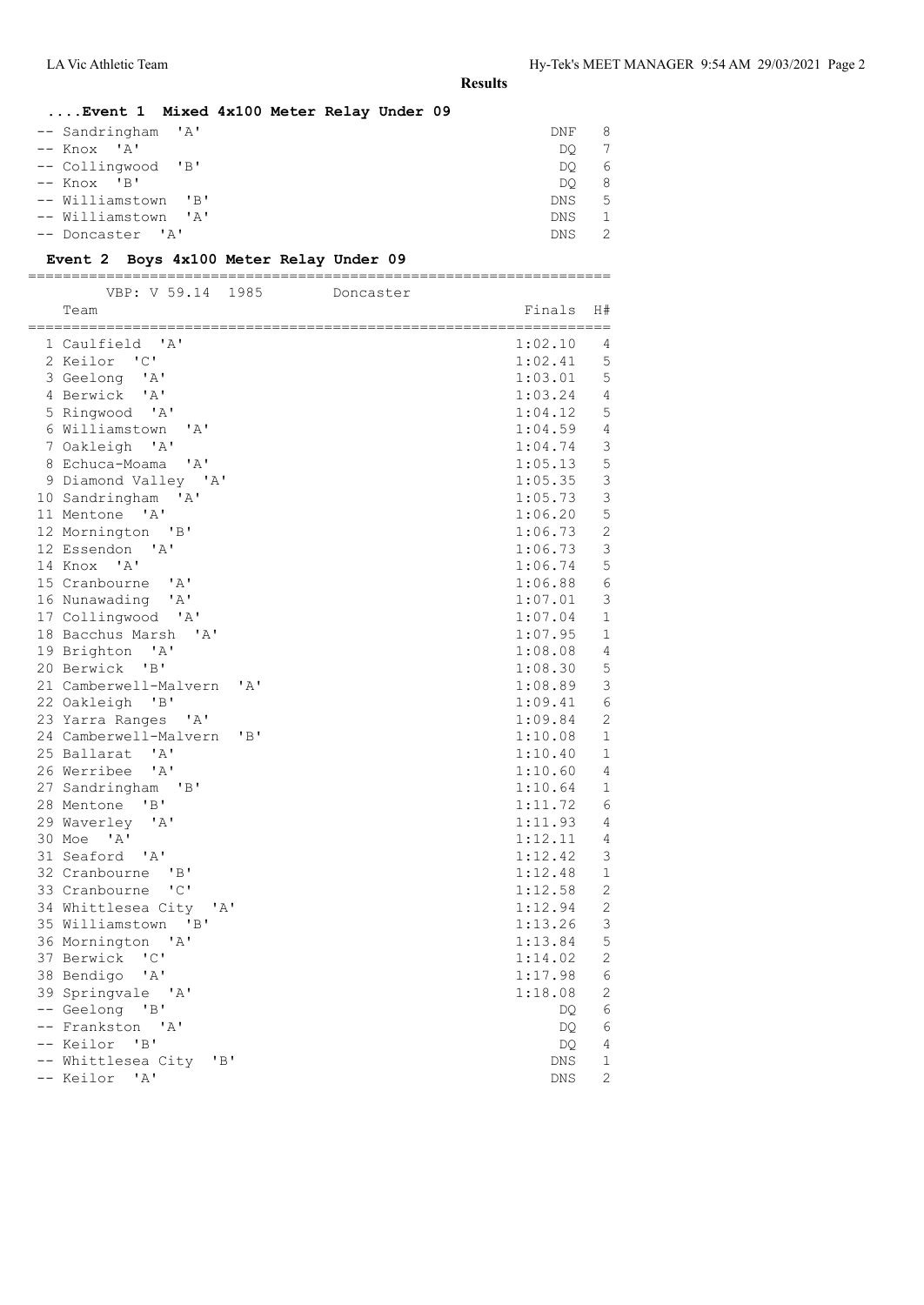**Results**

### ....Event 1 Mixed 4x100 Meter Relay Under 09

| Place | Team | Finals | H# |
|---|---|---|---|
| -- | Sandringham 'A' | DNF | 8 |
| -- | Knox 'A' | DQ | 7 |
| -- | Collingwood 'B' | DQ | 6 |
| -- | Knox 'B' | DQ | 8 |
| -- | Williamstown 'B' | DNS | 5 |
| -- | Williamstown 'A' | DNS | 1 |
| -- | Doncaster 'A' | DNS | 2 |

### Event 2 Boys 4x100 Meter Relay Under 09

VBP: V 59.14 1985 Doncaster

| Place | Team | Finals | H# |
|---|---|---|---|
| 1 | Caulfield 'A' | 1:02.10 | 4 |
| 2 | Keilor 'C' | 1:02.41 | 5 |
| 3 | Geelong 'A' | 1:03.01 | 5 |
| 4 | Berwick 'A' | 1:03.24 | 4 |
| 5 | Ringwood 'A' | 1:04.12 | 5 |
| 6 | Williamstown 'A' | 1:04.59 | 4 |
| 7 | Oakleigh 'A' | 1:04.74 | 3 |
| 8 | Echuca-Moama 'A' | 1:05.13 | 5 |
| 9 | Diamond Valley 'A' | 1:05.35 | 3 |
| 10 | Sandringham 'A' | 1:05.73 | 3 |
| 11 | Mentone 'A' | 1:06.20 | 5 |
| 12 | Mornington 'B' | 1:06.73 | 2 |
| 12 | Essendon 'A' | 1:06.73 | 3 |
| 14 | Knox 'A' | 1:06.74 | 5 |
| 15 | Cranbourne 'A' | 1:06.88 | 6 |
| 16 | Nunawading 'A' | 1:07.01 | 3 |
| 17 | Collingwood 'A' | 1:07.04 | 1 |
| 18 | Bacchus Marsh 'A' | 1:07.95 | 1 |
| 19 | Brighton 'A' | 1:08.08 | 4 |
| 20 | Berwick 'B' | 1:08.30 | 5 |
| 21 | Camberwell-Malvern 'A' | 1:08.89 | 3 |
| 22 | Oakleigh 'B' | 1:09.41 | 6 |
| 23 | Yarra Ranges 'A' | 1:09.84 | 2 |
| 24 | Camberwell-Malvern 'B' | 1:10.08 | 1 |
| 25 | Ballarat 'A' | 1:10.40 | 1 |
| 26 | Werribee 'A' | 1:10.60 | 4 |
| 27 | Sandringham 'B' | 1:10.64 | 1 |
| 28 | Mentone 'B' | 1:11.72 | 6 |
| 29 | Waverley 'A' | 1:11.93 | 4 |
| 30 | Moe 'A' | 1:12.11 | 4 |
| 31 | Seaford 'A' | 1:12.42 | 3 |
| 32 | Cranbourne 'B' | 1:12.48 | 1 |
| 33 | Cranbourne 'C' | 1:12.58 | 2 |
| 34 | Whittlesea City 'A' | 1:12.94 | 2 |
| 35 | Williamstown 'B' | 1:13.26 | 3 |
| 36 | Mornington 'A' | 1:13.84 | 5 |
| 37 | Berwick 'C' | 1:14.02 | 2 |
| 38 | Bendigo 'A' | 1:17.98 | 6 |
| 39 | Springvale 'A' | 1:18.08 | 2 |
| -- | Geelong 'B' | DQ | 6 |
| -- | Frankston 'A' | DQ | 6 |
| -- | Keilor 'B' | DQ | 4 |
| -- | Whittlesea City 'B' | DNS | 1 |
| -- | Keilor 'A' | DNS | 2 |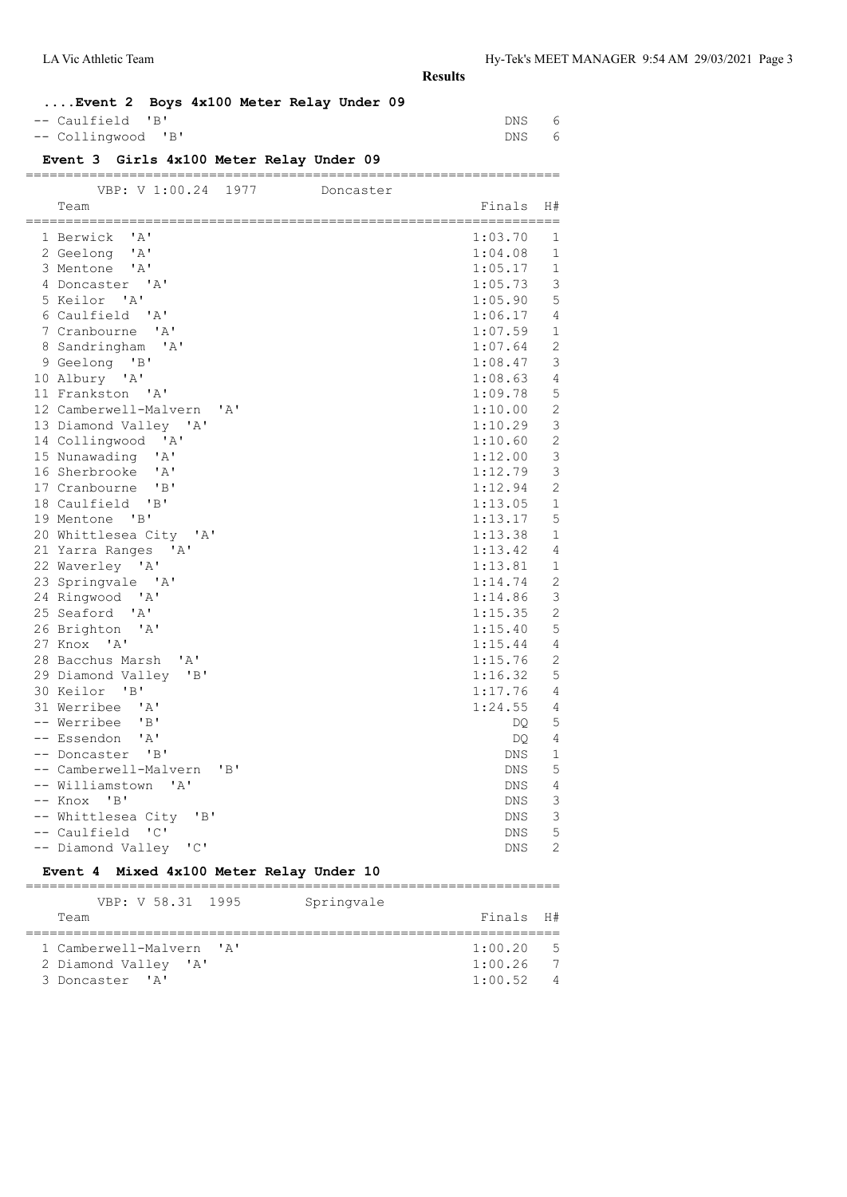**Results**

### ....Event 2 Boys 4x100 Meter Relay Under 09

| Place | Team | Finals | H# |
|---|---|---|---|
| -- | Caulfield 'B' | DNS | 6 |
| -- | Collingwood 'B' | DNS | 6 |

### Event 3 Girls 4x100 Meter Relay Under 09

VBP: V 1:00.24 1977 Doncaster

| Place | Team | Finals | H# |
|---|---|---|---|
| 1 | Berwick 'A' | 1:03.70 | 1 |
| 2 | Geelong 'A' | 1:04.08 | 1 |
| 3 | Mentone 'A' | 1:05.17 | 1 |
| 4 | Doncaster 'A' | 1:05.73 | 3 |
| 5 | Keilor 'A' | 1:05.90 | 5 |
| 6 | Caulfield 'A' | 1:06.17 | 4 |
| 7 | Cranbourne 'A' | 1:07.59 | 1 |
| 8 | Sandringham 'A' | 1:07.64 | 2 |
| 9 | Geelong 'B' | 1:08.47 | 3 |
| 10 | Albury 'A' | 1:08.63 | 4 |
| 11 | Frankston 'A' | 1:09.78 | 5 |
| 12 | Camberwell-Malvern 'A' | 1:10.00 | 2 |
| 13 | Diamond Valley 'A' | 1:10.29 | 3 |
| 14 | Collingwood 'A' | 1:10.60 | 2 |
| 15 | Nunawading 'A' | 1:12.00 | 3 |
| 16 | Sherbrooke 'A' | 1:12.79 | 3 |
| 17 | Cranbourne 'B' | 1:12.94 | 2 |
| 18 | Caulfield 'B' | 1:13.05 | 1 |
| 19 | Mentone 'B' | 1:13.17 | 5 |
| 20 | Whittlesea City 'A' | 1:13.38 | 1 |
| 21 | Yarra Ranges 'A' | 1:13.42 | 4 |
| 22 | Waverley 'A' | 1:13.81 | 1 |
| 23 | Springvale 'A' | 1:14.74 | 2 |
| 24 | Ringwood 'A' | 1:14.86 | 3 |
| 25 | Seaford 'A' | 1:15.35 | 2 |
| 26 | Brighton 'A' | 1:15.40 | 5 |
| 27 | Knox 'A' | 1:15.44 | 4 |
| 28 | Bacchus Marsh 'A' | 1:15.76 | 2 |
| 29 | Diamond Valley 'B' | 1:16.32 | 5 |
| 30 | Keilor 'B' | 1:17.76 | 4 |
| 31 | Werribee 'A' | 1:24.55 | 4 |
| -- | Werribee 'B' | DQ | 5 |
| -- | Essendon 'A' | DQ | 4 |
| -- | Doncaster 'B' | DNS | 1 |
| -- | Camberwell-Malvern 'B' | DNS | 5 |
| -- | Williamstown 'A' | DNS | 4 |
| -- | Knox 'B' | DNS | 3 |
| -- | Whittlesea City 'B' | DNS | 3 |
| -- | Caulfield 'C' | DNS | 5 |
| -- | Diamond Valley 'C' | DNS | 2 |

### Event 4 Mixed 4x100 Meter Relay Under 10

VBP: V 58.31 1995 Springvale

| Place | Team | Finals | H# |
|---|---|---|---|
| 1 | Camberwell-Malvern 'A' | 1:00.20 | 5 |
| 2 | Diamond Valley 'A' | 1:00.26 | 7 |
| 3 | Doncaster 'A' | 1:00.52 | 4 |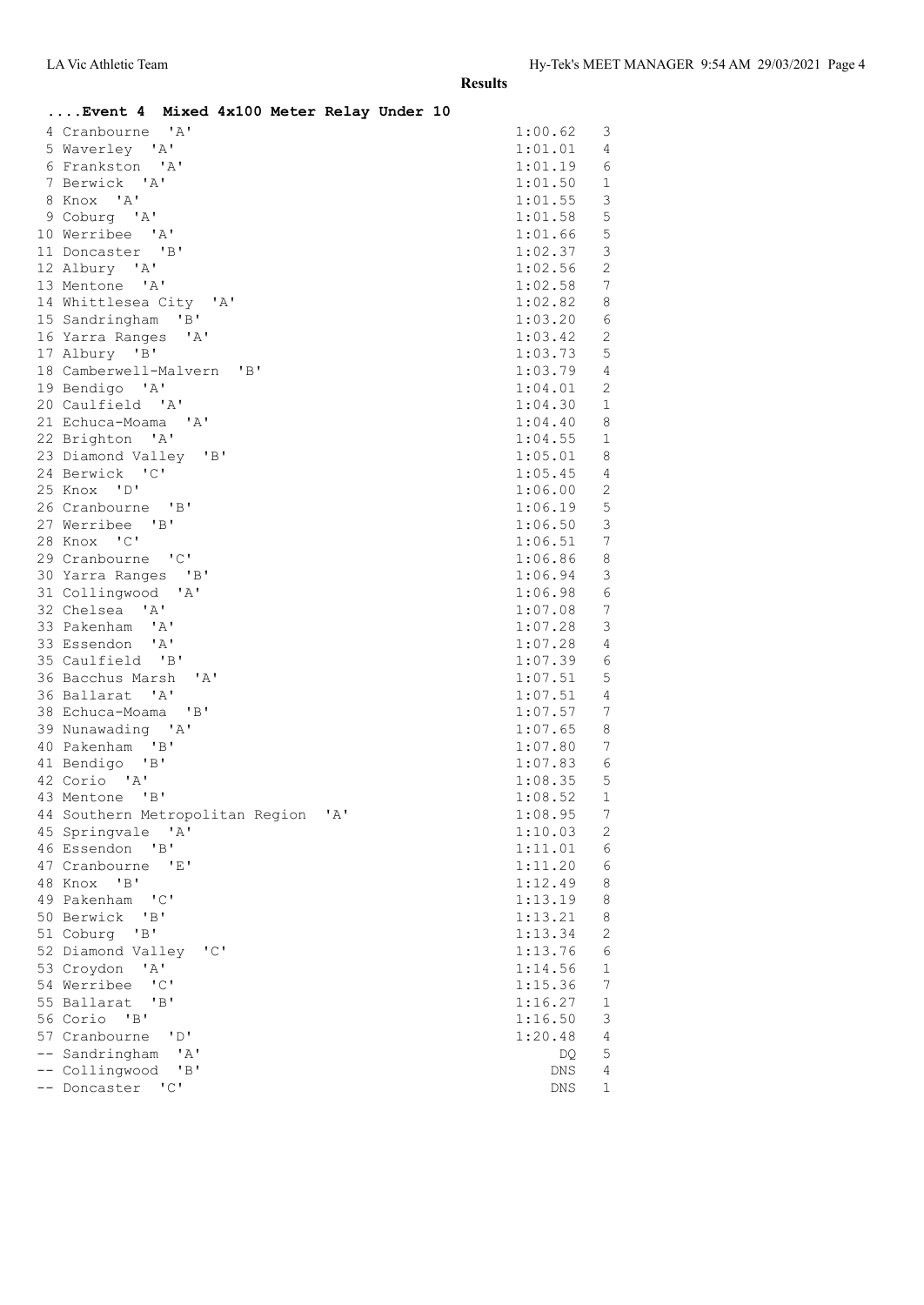**Results**

## ....Event 4 Mixed 4x100 Meter Relay Under 10

| Place | Team | Time | Heat |
|---|---|---|---|
| 4 | Cranbourne 'A' | 1:00.62 | 3 |
| 5 | Waverley 'A' | 1:01.01 | 4 |
| 6 | Frankston 'A' | 1:01.19 | 6 |
| 7 | Berwick 'A' | 1:01.50 | 1 |
| 8 | Knox 'A' | 1:01.55 | 3 |
| 9 | Coburg 'A' | 1:01.58 | 5 |
| 10 | Werribee 'A' | 1:01.66 | 5 |
| 11 | Doncaster 'B' | 1:02.37 | 3 |
| 12 | Albury 'A' | 1:02.56 | 2 |
| 13 | Mentone 'A' | 1:02.58 | 7 |
| 14 | Whittlesea City 'A' | 1:02.82 | 8 |
| 15 | Sandringham 'B' | 1:03.20 | 6 |
| 16 | Yarra Ranges 'A' | 1:03.42 | 2 |
| 17 | Albury 'B' | 1:03.73 | 5 |
| 18 | Camberwell-Malvern 'B' | 1:03.79 | 4 |
| 19 | Bendigo 'A' | 1:04.01 | 2 |
| 20 | Caulfield 'A' | 1:04.30 | 1 |
| 21 | Echuca-Moama 'A' | 1:04.40 | 8 |
| 22 | Brighton 'A' | 1:04.55 | 1 |
| 23 | Diamond Valley 'B' | 1:05.01 | 8 |
| 24 | Berwick 'C' | 1:05.45 | 4 |
| 25 | Knox 'D' | 1:06.00 | 2 |
| 26 | Cranbourne 'B' | 1:06.19 | 5 |
| 27 | Werribee 'B' | 1:06.50 | 3 |
| 28 | Knox 'C' | 1:06.51 | 7 |
| 29 | Cranbourne 'C' | 1:06.86 | 8 |
| 30 | Yarra Ranges 'B' | 1:06.94 | 3 |
| 31 | Collingwood 'A' | 1:06.98 | 6 |
| 32 | Chelsea 'A' | 1:07.08 | 7 |
| 33 | Pakenham 'A' | 1:07.28 | 3 |
| 33 | Essendon 'A' | 1:07.28 | 4 |
| 35 | Caulfield 'B' | 1:07.39 | 6 |
| 36 | Bacchus Marsh 'A' | 1:07.51 | 5 |
| 36 | Ballarat 'A' | 1:07.51 | 4 |
| 38 | Echuca-Moama 'B' | 1:07.57 | 7 |
| 39 | Nunawading 'A' | 1:07.65 | 8 |
| 40 | Pakenham 'B' | 1:07.80 | 7 |
| 41 | Bendigo 'B' | 1:07.83 | 6 |
| 42 | Corio 'A' | 1:08.35 | 5 |
| 43 | Mentone 'B' | 1:08.52 | 1 |
| 44 | Southern Metropolitan Region 'A' | 1:08.95 | 7 |
| 45 | Springvale 'A' | 1:10.03 | 2 |
| 46 | Essendon 'B' | 1:11.01 | 6 |
| 47 | Cranbourne 'E' | 1:11.20 | 6 |
| 48 | Knox 'B' | 1:12.49 | 8 |
| 49 | Pakenham 'C' | 1:13.19 | 8 |
| 50 | Berwick 'B' | 1:13.21 | 8 |
| 51 | Coburg 'B' | 1:13.34 | 2 |
| 52 | Diamond Valley 'C' | 1:13.76 | 6 |
| 53 | Croydon 'A' | 1:14.56 | 1 |
| 54 | Werribee 'C' | 1:15.36 | 7 |
| 55 | Ballarat 'B' | 1:16.27 | 1 |
| 56 | Corio 'B' | 1:16.50 | 3 |
| 57 | Cranbourne 'D' | 1:20.48 | 4 |
| -- | Sandringham 'A' | DQ | 5 |
| -- | Collingwood 'B' | DNS | 4 |
| -- | Doncaster 'C' | DNS | 1 |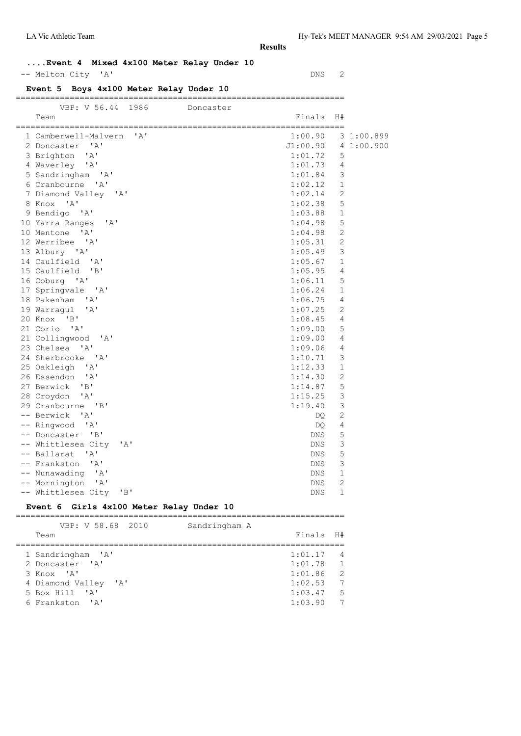**Results**

### ....Event 4 Mixed 4x100 Meter Relay Under 10

| Place | Team | Finals | H# |
|---|---|---|---|
| -- | Melton City 'A' | DNS | 2 |

### Event 5 Boys 4x100 Meter Relay Under 10

VBP: V 56.44 1986 Doncaster

| Place | Team | Finals | H# | |
|---|---|---|---|---|
| 1 | Camberwell-Malvern 'A' | 1:00.90 | 3 | 1:00.899 |
| 2 | Doncaster 'A' | J1:00.90 | 4 | 1:00.900 |
| 3 | Brighton 'A' | 1:01.72 | 5 | |
| 4 | Waverley 'A' | 1:01.73 | 4 | |
| 5 | Sandringham 'A' | 1:01.84 | 3 | |
| 6 | Cranbourne 'A' | 1:02.12 | 1 | |
| 7 | Diamond Valley 'A' | 1:02.14 | 2 | |
| 8 | Knox 'A' | 1:02.38 | 5 | |
| 9 | Bendigo 'A' | 1:03.88 | 1 | |
| 10 | Yarra Ranges 'A' | 1:04.98 | 5 | |
| 10 | Mentone 'A' | 1:04.98 | 2 | |
| 12 | Werribee 'A' | 1:05.31 | 2 | |
| 13 | Albury 'A' | 1:05.49 | 3 | |
| 14 | Caulfield 'A' | 1:05.67 | 1 | |
| 15 | Caulfield 'B' | 1:05.95 | 4 | |
| 16 | Coburg 'A' | 1:06.11 | 5 | |
| 17 | Springvale 'A' | 1:06.24 | 1 | |
| 18 | Pakenham 'A' | 1:06.75 | 4 | |
| 19 | Warragul 'A' | 1:07.25 | 2 | |
| 20 | Knox 'B' | 1:08.45 | 4 | |
| 21 | Corio 'A' | 1:09.00 | 5 | |
| 21 | Collingwood 'A' | 1:09.00 | 4 | |
| 23 | Chelsea 'A' | 1:09.06 | 4 | |
| 24 | Sherbrooke 'A' | 1:10.71 | 3 | |
| 25 | Oakleigh 'A' | 1:12.33 | 1 | |
| 26 | Essendon 'A' | 1:14.30 | 2 | |
| 27 | Berwick 'B' | 1:14.87 | 5 | |
| 28 | Croydon 'A' | 1:15.25 | 3 | |
| 29 | Cranbourne 'B' | 1:19.40 | 3 | |
| -- | Berwick 'A' | DQ | 2 | |
| -- | Ringwood 'A' | DQ | 4 | |
| -- | Doncaster 'B' | DNS | 5 | |
| -- | Whittlesea City 'A' | DNS | 3 | |
| -- | Ballarat 'A' | DNS | 5 | |
| -- | Frankston 'A' | DNS | 3 | |
| -- | Nunawading 'A' | DNS | 1 | |
| -- | Mornington 'A' | DNS | 2 | |
| -- | Whittlesea City 'B' | DNS | 1 | |

### Event 6 Girls 4x100 Meter Relay Under 10

VBP: V 58.68 2010 Sandringham A

| Place | Team | Finals | H# |
|---|---|---|---|
| 1 | Sandringham 'A' | 1:01.17 | 4 |
| 2 | Doncaster 'A' | 1:01.78 | 1 |
| 3 | Knox 'A' | 1:01.86 | 2 |
| 4 | Diamond Valley 'A' | 1:02.53 | 7 |
| 5 | Box Hill 'A' | 1:03.47 | 5 |
| 6 | Frankston 'A' | 1:03.90 | 7 |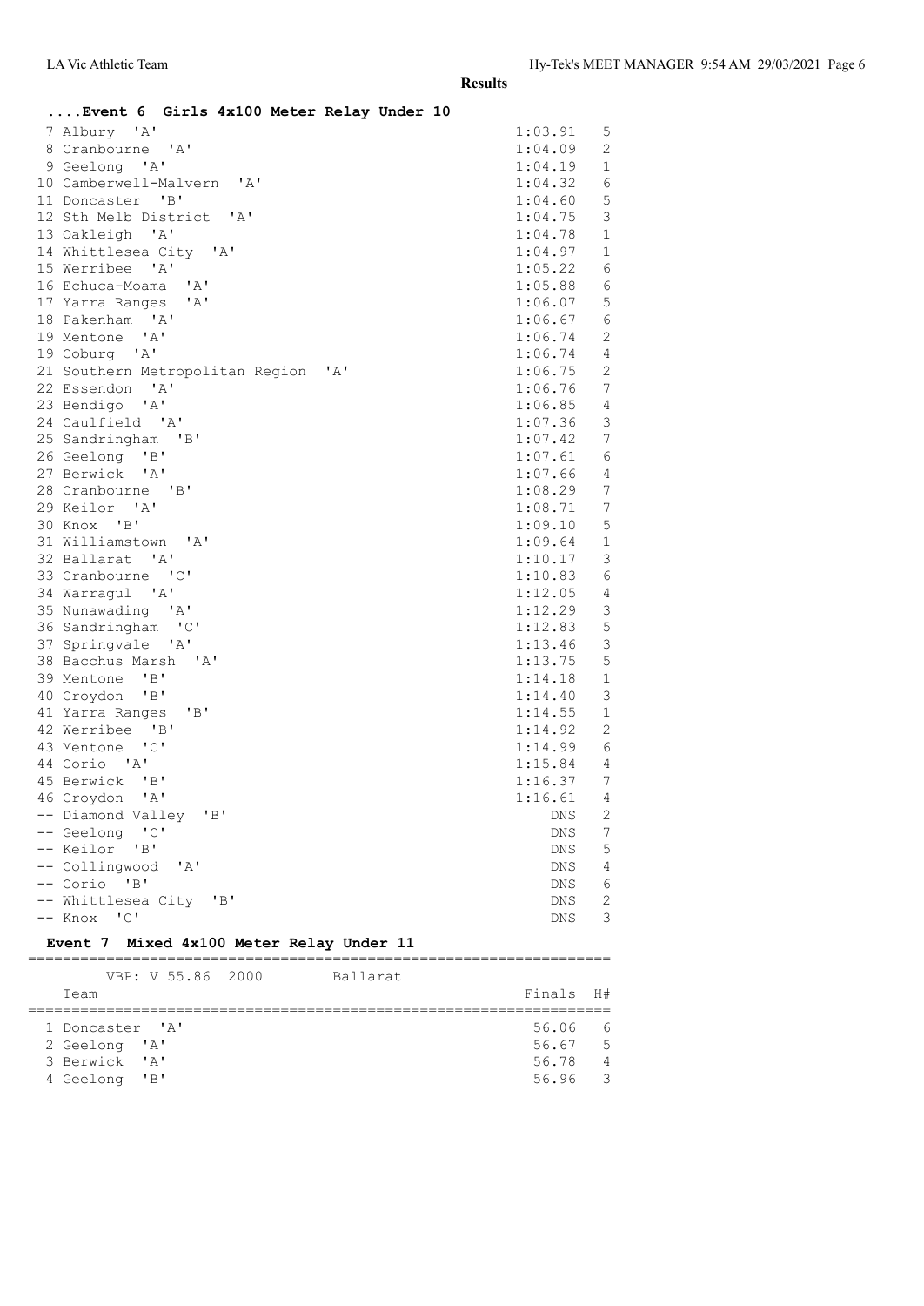**Results**

### ....Event 6 Girls 4x100 Meter Relay Under 10

| Place | Team | Finals | H# |
|---|---|---|---|
| 7 | Albury 'A' | 1:03.91 | 5 |
| 8 | Cranbourne 'A' | 1:04.09 | 2 |
| 9 | Geelong 'A' | 1:04.19 | 1 |
| 10 | Camberwell-Malvern 'A' | 1:04.32 | 6 |
| 11 | Doncaster 'B' | 1:04.60 | 5 |
| 12 | Sth Melb District 'A' | 1:04.75 | 3 |
| 13 | Oakleigh 'A' | 1:04.78 | 1 |
| 14 | Whittlesea City 'A' | 1:04.97 | 1 |
| 15 | Werribee 'A' | 1:05.22 | 6 |
| 16 | Echuca-Moama 'A' | 1:05.88 | 6 |
| 17 | Yarra Ranges 'A' | 1:06.07 | 5 |
| 18 | Pakenham 'A' | 1:06.67 | 6 |
| 19 | Mentone 'A' | 1:06.74 | 2 |
| 19 | Coburg 'A' | 1:06.74 | 4 |
| 21 | Southern Metropolitan Region 'A' | 1:06.75 | 2 |
| 22 | Essendon 'A' | 1:06.76 | 7 |
| 23 | Bendigo 'A' | 1:06.85 | 4 |
| 24 | Caulfield 'A' | 1:07.36 | 3 |
| 25 | Sandringham 'B' | 1:07.42 | 7 |
| 26 | Geelong 'B' | 1:07.61 | 6 |
| 27 | Berwick 'A' | 1:07.66 | 4 |
| 28 | Cranbourne 'B' | 1:08.29 | 7 |
| 29 | Keilor 'A' | 1:08.71 | 7 |
| 30 | Knox 'B' | 1:09.10 | 5 |
| 31 | Williamstown 'A' | 1:09.64 | 1 |
| 32 | Ballarat 'A' | 1:10.17 | 3 |
| 33 | Cranbourne 'C' | 1:10.83 | 6 |
| 34 | Warragul 'A' | 1:12.05 | 4 |
| 35 | Nunawading 'A' | 1:12.29 | 3 |
| 36 | Sandringham 'C' | 1:12.83 | 5 |
| 37 | Springvale 'A' | 1:13.46 | 3 |
| 38 | Bacchus Marsh 'A' | 1:13.75 | 5 |
| 39 | Mentone 'B' | 1:14.18 | 1 |
| 40 | Croydon 'B' | 1:14.40 | 3 |
| 41 | Yarra Ranges 'B' | 1:14.55 | 1 |
| 42 | Werribee 'B' | 1:14.92 | 2 |
| 43 | Mentone 'C' | 1:14.99 | 6 |
| 44 | Corio 'A' | 1:15.84 | 4 |
| 45 | Berwick 'B' | 1:16.37 | 7 |
| 46 | Croydon 'A' | 1:16.61 | 4 |
| -- | Diamond Valley 'B' | DNS | 2 |
| -- | Geelong 'C' | DNS | 7 |
| -- | Keilor 'B' | DNS | 5 |
| -- | Collingwood 'A' | DNS | 4 |
| -- | Corio 'B' | DNS | 6 |
| -- | Whittlesea City 'B' | DNS | 2 |
| -- | Knox 'C' | DNS | 3 |

### Event 7 Mixed 4x100 Meter Relay Under 11

VBP: V 55.86 2000 Ballarat

| Place | Team | Finals | H# |
|---|---|---|---|
| 1 | Doncaster 'A' | 56.06 | 6 |
| 2 | Geelong 'A' | 56.67 | 5 |
| 3 | Berwick 'A' | 56.78 | 4 |
| 4 | Geelong 'B' | 56.96 | 3 |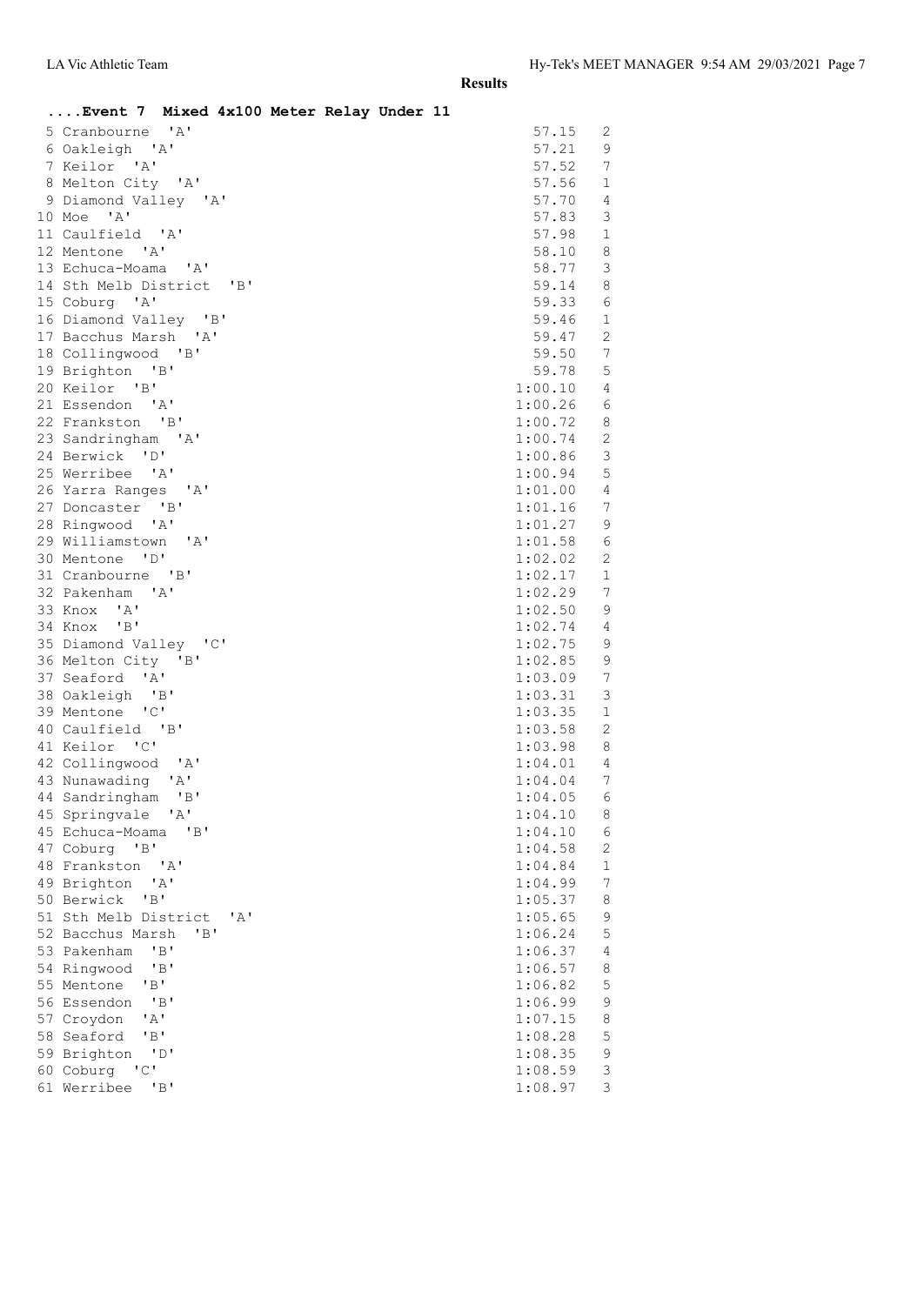**Results**

## ....Event 7 Mixed 4x100 Meter Relay Under 11

| Place | Team | Time | Heat |
|---|---|---|---|
| 5 | Cranbourne 'A' | 57.15 | 2 |
| 6 | Oakleigh 'A' | 57.21 | 9 |
| 7 | Keilor 'A' | 57.52 | 7 |
| 8 | Melton City 'A' | 57.56 | 1 |
| 9 | Diamond Valley 'A' | 57.70 | 4 |
| 10 | Moe 'A' | 57.83 | 3 |
| 11 | Caulfield 'A' | 57.98 | 1 |
| 12 | Mentone 'A' | 58.10 | 8 |
| 13 | Echuca-Moama 'A' | 58.77 | 3 |
| 14 | Sth Melb District 'B' | 59.14 | 8 |
| 15 | Coburg 'A' | 59.33 | 6 |
| 16 | Diamond Valley 'B' | 59.46 | 1 |
| 17 | Bacchus Marsh 'A' | 59.47 | 2 |
| 18 | Collingwood 'B' | 59.50 | 7 |
| 19 | Brighton 'B' | 59.78 | 5 |
| 20 | Keilor 'B' | 1:00.10 | 4 |
| 21 | Essendon 'A' | 1:00.26 | 6 |
| 22 | Frankston 'B' | 1:00.72 | 8 |
| 23 | Sandringham 'A' | 1:00.74 | 2 |
| 24 | Berwick 'D' | 1:00.86 | 3 |
| 25 | Werribee 'A' | 1:00.94 | 5 |
| 26 | Yarra Ranges 'A' | 1:01.00 | 4 |
| 27 | Doncaster 'B' | 1:01.16 | 7 |
| 28 | Ringwood 'A' | 1:01.27 | 9 |
| 29 | Williamstown 'A' | 1:01.58 | 6 |
| 30 | Mentone 'D' | 1:02.02 | 2 |
| 31 | Cranbourne 'B' | 1:02.17 | 1 |
| 32 | Pakenham 'A' | 1:02.29 | 7 |
| 33 | Knox 'A' | 1:02.50 | 9 |
| 34 | Knox 'B' | 1:02.74 | 4 |
| 35 | Diamond Valley 'C' | 1:02.75 | 9 |
| 36 | Melton City 'B' | 1:02.85 | 9 |
| 37 | Seaford 'A' | 1:03.09 | 7 |
| 38 | Oakleigh 'B' | 1:03.31 | 3 |
| 39 | Mentone 'C' | 1:03.35 | 1 |
| 40 | Caulfield 'B' | 1:03.58 | 2 |
| 41 | Keilor 'C' | 1:03.98 | 8 |
| 42 | Collingwood 'A' | 1:04.01 | 4 |
| 43 | Nunawading 'A' | 1:04.04 | 7 |
| 44 | Sandringham 'B' | 1:04.05 | 6 |
| 45 | Springvale 'A' | 1:04.10 | 8 |
| 45 | Echuca-Moama 'B' | 1:04.10 | 6 |
| 47 | Coburg 'B' | 1:04.58 | 2 |
| 48 | Frankston 'A' | 1:04.84 | 1 |
| 49 | Brighton 'A' | 1:04.99 | 7 |
| 50 | Berwick 'B' | 1:05.37 | 8 |
| 51 | Sth Melb District 'A' | 1:05.65 | 9 |
| 52 | Bacchus Marsh 'B' | 1:06.24 | 5 |
| 53 | Pakenham 'B' | 1:06.37 | 4 |
| 54 | Ringwood 'B' | 1:06.57 | 8 |
| 55 | Mentone 'B' | 1:06.82 | 5 |
| 56 | Essendon 'B' | 1:06.99 | 9 |
| 57 | Croydon 'A' | 1:07.15 | 8 |
| 58 | Seaford 'B' | 1:08.28 | 5 |
| 59 | Brighton 'D' | 1:08.35 | 9 |
| 60 | Coburg 'C' | 1:08.59 | 3 |
| 61 | Werribee 'B' | 1:08.97 | 3 |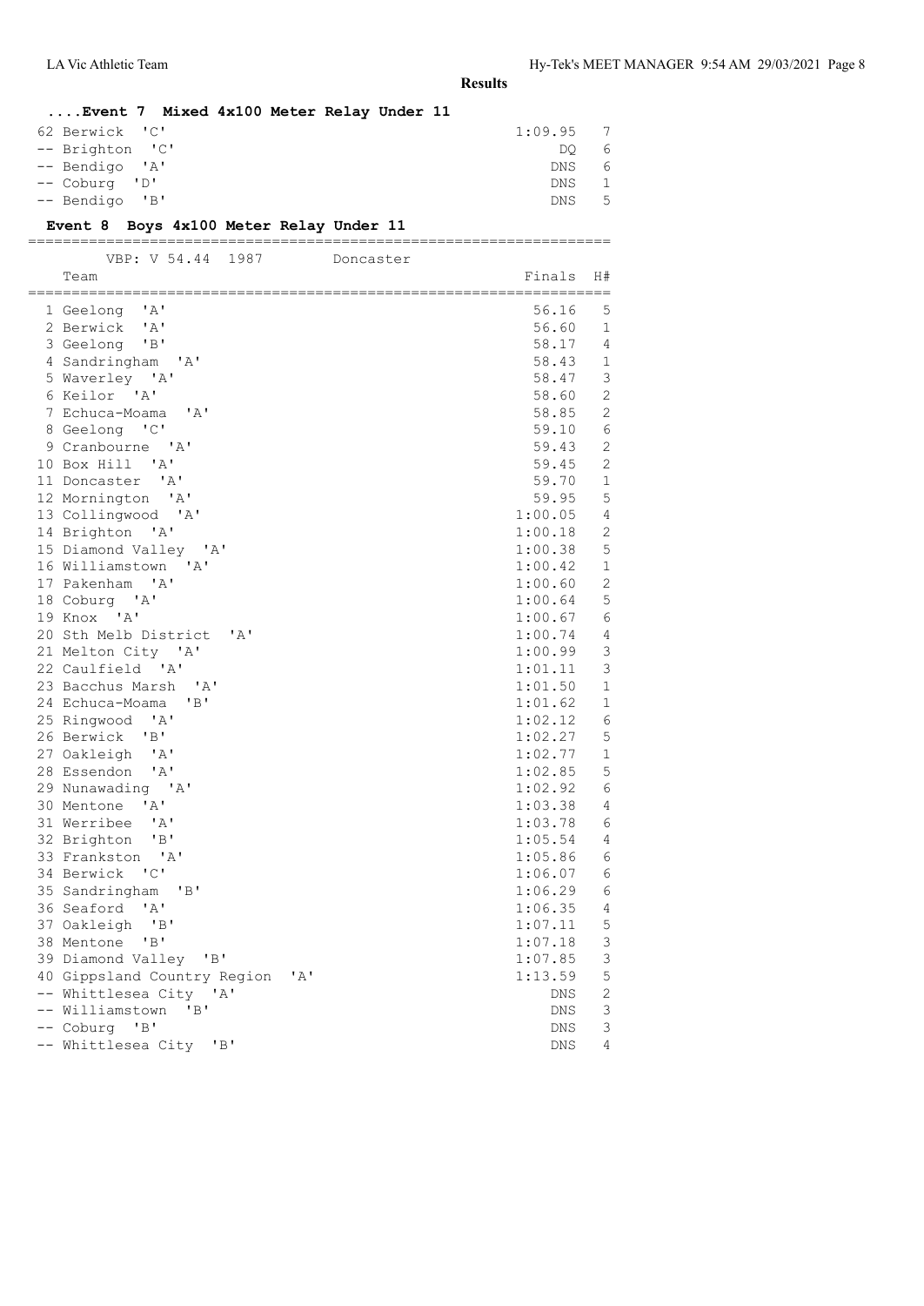**Results**

### ....Event 7 Mixed 4x100 Meter Relay Under 11

| Place | Team | Finals | H# |
|---|---|---|---|
| 62 | Berwick 'C' | 1:09.95 | 7 |
| -- | Brighton 'C' | DQ | 6 |
| -- | Bendigo 'A' | DNS | 6 |
| -- | Coburg 'D' | DNS | 1 |
| -- | Bendigo 'B' | DNS | 5 |

### Event 8 Boys 4x100 Meter Relay Under 11

VBP: V 54.44 1987 Doncaster

| Place | Team | Finals | H# |
|---|---|---|---|
| 1 | Geelong 'A' | 56.16 | 5 |
| 2 | Berwick 'A' | 56.60 | 1 |
| 3 | Geelong 'B' | 58.17 | 4 |
| 4 | Sandringham 'A' | 58.43 | 1 |
| 5 | Waverley 'A' | 58.47 | 3 |
| 6 | Keilor 'A' | 58.60 | 2 |
| 7 | Echuca-Moama 'A' | 58.85 | 2 |
| 8 | Geelong 'C' | 59.10 | 6 |
| 9 | Cranbourne 'A' | 59.43 | 2 |
| 10 | Box Hill 'A' | 59.45 | 2 |
| 11 | Doncaster 'A' | 59.70 | 1 |
| 12 | Mornington 'A' | 59.95 | 5 |
| 13 | Collingwood 'A' | 1:00.05 | 4 |
| 14 | Brighton 'A' | 1:00.18 | 2 |
| 15 | Diamond Valley 'A' | 1:00.38 | 5 |
| 16 | Williamstown 'A' | 1:00.42 | 1 |
| 17 | Pakenham 'A' | 1:00.60 | 2 |
| 18 | Coburg 'A' | 1:00.64 | 5 |
| 19 | Knox 'A' | 1:00.67 | 6 |
| 20 | Sth Melb District 'A' | 1:00.74 | 4 |
| 21 | Melton City 'A' | 1:00.99 | 3 |
| 22 | Caulfield 'A' | 1:01.11 | 3 |
| 23 | Bacchus Marsh 'A' | 1:01.50 | 1 |
| 24 | Echuca-Moama 'B' | 1:01.62 | 1 |
| 25 | Ringwood 'A' | 1:02.12 | 6 |
| 26 | Berwick 'B' | 1:02.27 | 5 |
| 27 | Oakleigh 'A' | 1:02.77 | 1 |
| 28 | Essendon 'A' | 1:02.85 | 5 |
| 29 | Nunawading 'A' | 1:02.92 | 6 |
| 30 | Mentone 'A' | 1:03.38 | 4 |
| 31 | Werribee 'A' | 1:03.78 | 6 |
| 32 | Brighton 'B' | 1:05.54 | 4 |
| 33 | Frankston 'A' | 1:05.86 | 6 |
| 34 | Berwick 'C' | 1:06.07 | 6 |
| 35 | Sandringham 'B' | 1:06.29 | 6 |
| 36 | Seaford 'A' | 1:06.35 | 4 |
| 37 | Oakleigh 'B' | 1:07.11 | 5 |
| 38 | Mentone 'B' | 1:07.18 | 3 |
| 39 | Diamond Valley 'B' | 1:07.85 | 3 |
| 40 | Gippsland Country Region 'A' | 1:13.59 | 5 |
| -- | Whittlesea City 'A' | DNS | 2 |
| -- | Williamstown 'B' | DNS | 3 |
| -- | Coburg 'B' | DNS | 3 |
| -- | Whittlesea City 'B' | DNS | 4 |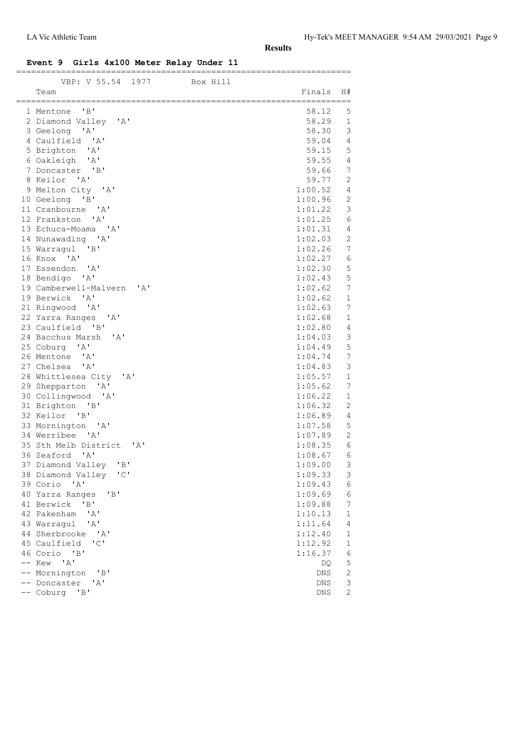**Results**

### Event 9 Girls 4x100 Meter Relay Under 11

VBP: V 55.54 1977 Box Hill

| | Team | Finals | H# |
|---|---|---|---|
| 1 | Mentone 'B' | 58.12 | 5 |
| 2 | Diamond Valley 'A' | 58.29 | 1 |
| 3 | Geelong 'A' | 58.30 | 3 |
| 4 | Caulfield 'A' | 59.04 | 4 |
| 5 | Brighton 'A' | 59.15 | 5 |
| 6 | Oakleigh 'A' | 59.55 | 4 |
| 7 | Doncaster 'B' | 59.66 | 7 |
| 8 | Keilor 'A' | 59.77 | 2 |
| 9 | Melton City 'A' | 1:00.52 | 4 |
| 10 | Geelong 'B' | 1:00.96 | 2 |
| 11 | Cranbourne 'A' | 1:01.22 | 3 |
| 12 | Frankston 'A' | 1:01.25 | 6 |
| 13 | Echuca-Moama 'A' | 1:01.31 | 4 |
| 14 | Nunawading 'A' | 1:02.03 | 2 |
| 15 | Warragul 'B' | 1:02.26 | 7 |
| 16 | Knox 'A' | 1:02.27 | 6 |
| 17 | Essendon 'A' | 1:02.30 | 5 |
| 18 | Bendigo 'A' | 1:02.43 | 5 |
| 19 | Camberwell-Malvern 'A' | 1:02.62 | 7 |
| 19 | Berwick 'A' | 1:02.62 | 1 |
| 21 | Ringwood 'A' | 1:02.63 | 7 |
| 22 | Yarra Ranges 'A' | 1:02.68 | 1 |
| 23 | Caulfield 'B' | 1:02.80 | 4 |
| 24 | Bacchus Marsh 'A' | 1:04.03 | 3 |
| 25 | Coburg 'A' | 1:04.49 | 5 |
| 26 | Mentone 'A' | 1:04.74 | 7 |
| 27 | Chelsea 'A' | 1:04.83 | 3 |
| 28 | Whittlesea City 'A' | 1:05.57 | 1 |
| 29 | Shepparton 'A' | 1:05.62 | 7 |
| 30 | Collingwood 'A' | 1:06.22 | 1 |
| 31 | Brighton 'B' | 1:06.32 | 2 |
| 32 | Keilor 'B' | 1:06.89 | 4 |
| 33 | Mornington 'A' | 1:07.58 | 5 |
| 34 | Werribee 'A' | 1:07.89 | 2 |
| 35 | Sth Melb District 'A' | 1:08.35 | 6 |
| 36 | Seaford 'A' | 1:08.67 | 6 |
| 37 | Diamond Valley 'B' | 1:09.00 | 3 |
| 38 | Diamond Valley 'C' | 1:09.33 | 3 |
| 39 | Corio 'A' | 1:09.43 | 6 |
| 40 | Yarra Ranges 'B' | 1:09.69 | 6 |
| 41 | Berwick 'B' | 1:09.88 | 7 |
| 42 | Pakenham 'A' | 1:10.13 | 1 |
| 43 | Warragul 'A' | 1:11.64 | 4 |
| 44 | Sherbrooke 'A' | 1:12.40 | 1 |
| 45 | Caulfield 'C' | 1:12.92 | 1 |
| 46 | Corio 'B' | 1:16.37 | 6 |
| -- | Kew 'A' | DQ | 5 |
| -- | Mornington 'B' | DNS | 2 |
| -- | Doncaster 'A' | DNS | 3 |
| -- | Coburg 'B' | DNS | 2 |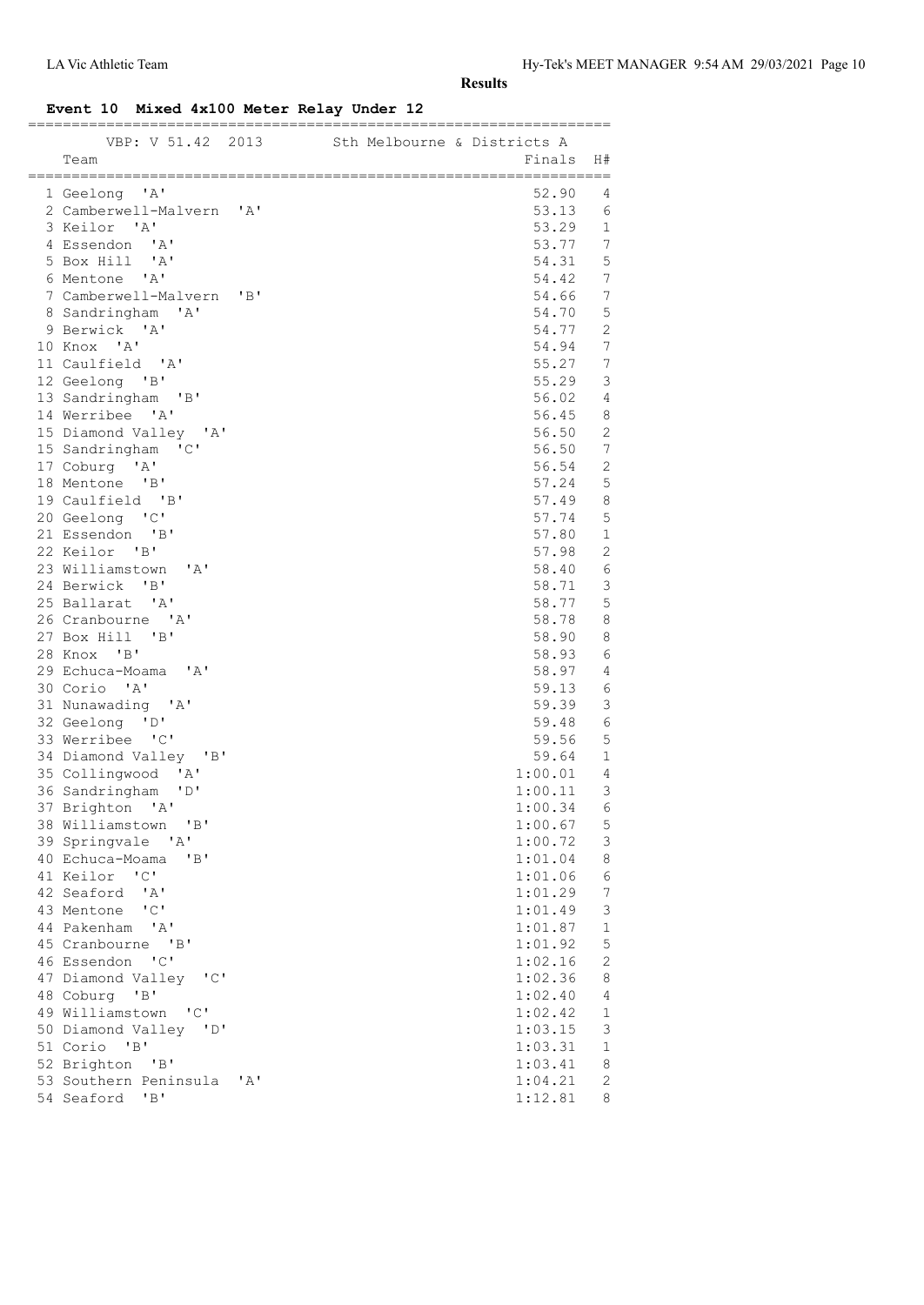**Results**

### Event 10 Mixed 4x100 Meter Relay Under 12

VBP: V 51.42 2013 Sth Melbourne & Districts A

| | Team | Finals | H# |
|---|---|---|---|
| 1 | Geelong 'A' | 52.90 | 4 |
| 2 | Camberwell-Malvern 'A' | 53.13 | 6 |
| 3 | Keilor 'A' | 53.29 | 1 |
| 4 | Essendon 'A' | 53.77 | 7 |
| 5 | Box Hill 'A' | 54.31 | 5 |
| 6 | Mentone 'A' | 54.42 | 7 |
| 7 | Camberwell-Malvern 'B' | 54.66 | 7 |
| 8 | Sandringham 'A' | 54.70 | 5 |
| 9 | Berwick 'A' | 54.77 | 2 |
| 10 | Knox 'A' | 54.94 | 7 |
| 11 | Caulfield 'A' | 55.27 | 7 |
| 12 | Geelong 'B' | 55.29 | 3 |
| 13 | Sandringham 'B' | 56.02 | 4 |
| 14 | Werribee 'A' | 56.45 | 8 |
| 15 | Diamond Valley 'A' | 56.50 | 2 |
| 15 | Sandringham 'C' | 56.50 | 7 |
| 17 | Coburg 'A' | 56.54 | 2 |
| 18 | Mentone 'B' | 57.24 | 5 |
| 19 | Caulfield 'B' | 57.49 | 8 |
| 20 | Geelong 'C' | 57.74 | 5 |
| 21 | Essendon 'B' | 57.80 | 1 |
| 22 | Keilor 'B' | 57.98 | 2 |
| 23 | Williamstown 'A' | 58.40 | 6 |
| 24 | Berwick 'B' | 58.71 | 3 |
| 25 | Ballarat 'A' | 58.77 | 5 |
| 26 | Cranbourne 'A' | 58.78 | 8 |
| 27 | Box Hill 'B' | 58.90 | 8 |
| 28 | Knox 'B' | 58.93 | 6 |
| 29 | Echuca-Moama 'A' | 58.97 | 4 |
| 30 | Corio 'A' | 59.13 | 6 |
| 31 | Nunawading 'A' | 59.39 | 3 |
| 32 | Geelong 'D' | 59.48 | 6 |
| 33 | Werribee 'C' | 59.56 | 5 |
| 34 | Diamond Valley 'B' | 59.64 | 1 |
| 35 | Collingwood 'A' | 1:00.01 | 4 |
| 36 | Sandringham 'D' | 1:00.11 | 3 |
| 37 | Brighton 'A' | 1:00.34 | 6 |
| 38 | Williamstown 'B' | 1:00.67 | 5 |
| 39 | Springvale 'A' | 1:00.72 | 3 |
| 40 | Echuca-Moama 'B' | 1:01.04 | 8 |
| 41 | Keilor 'C' | 1:01.06 | 6 |
| 42 | Seaford 'A' | 1:01.29 | 7 |
| 43 | Mentone 'C' | 1:01.49 | 3 |
| 44 | Pakenham 'A' | 1:01.87 | 1 |
| 45 | Cranbourne 'B' | 1:01.92 | 5 |
| 46 | Essendon 'C' | 1:02.16 | 2 |
| 47 | Diamond Valley 'C' | 1:02.36 | 8 |
| 48 | Coburg 'B' | 1:02.40 | 4 |
| 49 | Williamstown 'C' | 1:02.42 | 1 |
| 50 | Diamond Valley 'D' | 1:03.15 | 3 |
| 51 | Corio 'B' | 1:03.31 | 1 |
| 52 | Brighton 'B' | 1:03.41 | 8 |
| 53 | Southern Peninsula 'A' | 1:04.21 | 2 |
| 54 | Seaford 'B' | 1:12.81 | 8 |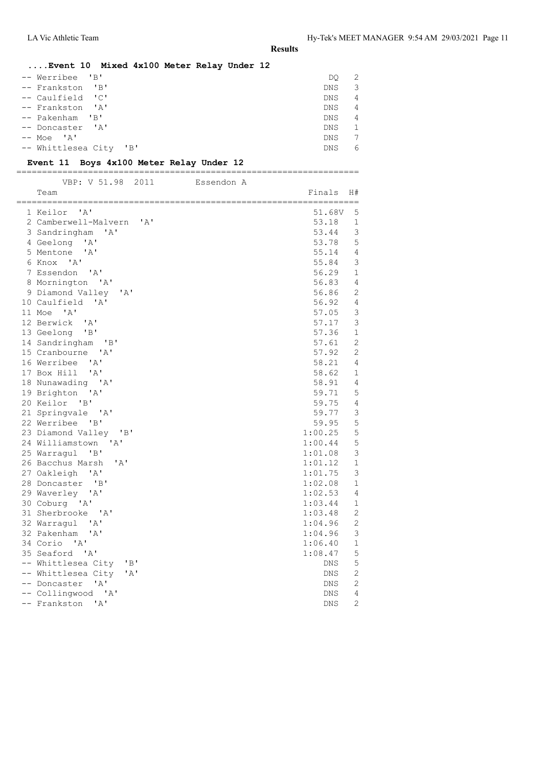**Results**

### ....Event 10 Mixed 4x100 Meter Relay Under 12

| Place | Team | Finals | H# |
|---|---|---|---|
| -- | Werribee 'B' | DQ | 2 |
| -- | Frankston 'B' | DNS | 3 |
| -- | Caulfield 'C' | DNS | 4 |
| -- | Frankston 'A' | DNS | 4 |
| -- | Pakenham 'B' | DNS | 4 |
| -- | Doncaster 'A' | DNS | 1 |
| -- | Moe 'A' | DNS | 7 |
| -- | Whittlesea City 'B' | DNS | 6 |

### Event 11 Boys 4x100 Meter Relay Under 12

VBP: V 51.98 2011 Essendon A

| Place | Team | Finals | H# |
|---|---|---|---|
| 1 | Keilor 'A' | 51.68V | 5 |
| 2 | Camberwell-Malvern 'A' | 53.18 | 1 |
| 3 | Sandringham 'A' | 53.44 | 3 |
| 4 | Geelong 'A' | 53.78 | 5 |
| 5 | Mentone 'A' | 55.14 | 4 |
| 6 | Knox 'A' | 55.84 | 3 |
| 7 | Essendon 'A' | 56.29 | 1 |
| 8 | Mornington 'A' | 56.83 | 4 |
| 9 | Diamond Valley 'A' | 56.86 | 2 |
| 10 | Caulfield 'A' | 56.92 | 4 |
| 11 | Moe 'A' | 57.05 | 3 |
| 12 | Berwick 'A' | 57.17 | 3 |
| 13 | Geelong 'B' | 57.36 | 1 |
| 14 | Sandringham 'B' | 57.61 | 2 |
| 15 | Cranbourne 'A' | 57.92 | 2 |
| 16 | Werribee 'A' | 58.21 | 4 |
| 17 | Box Hill 'A' | 58.62 | 1 |
| 18 | Nunawading 'A' | 58.91 | 4 |
| 19 | Brighton 'A' | 59.71 | 5 |
| 20 | Keilor 'B' | 59.75 | 4 |
| 21 | Springvale 'A' | 59.77 | 3 |
| 22 | Werribee 'B' | 59.95 | 5 |
| 23 | Diamond Valley 'B' | 1:00.25 | 5 |
| 24 | Williamstown 'A' | 1:00.44 | 5 |
| 25 | Warragul 'B' | 1:01.08 | 3 |
| 26 | Bacchus Marsh 'A' | 1:01.12 | 1 |
| 27 | Oakleigh 'A' | 1:01.75 | 3 |
| 28 | Doncaster 'B' | 1:02.08 | 1 |
| 29 | Waverley 'A' | 1:02.53 | 4 |
| 30 | Coburg 'A' | 1:03.44 | 1 |
| 31 | Sherbrooke 'A' | 1:03.48 | 2 |
| 32 | Warragul 'A' | 1:04.96 | 2 |
| 32 | Pakenham 'A' | 1:04.96 | 3 |
| 34 | Corio 'A' | 1:06.40 | 1 |
| 35 | Seaford 'A' | 1:08.47 | 5 |
| -- | Whittlesea City 'B' | DNS | 5 |
| -- | Whittlesea City 'A' | DNS | 2 |
| -- | Doncaster 'A' | DNS | 2 |
| -- | Collingwood 'A' | DNS | 4 |
| -- | Frankston 'A' | DNS | 2 |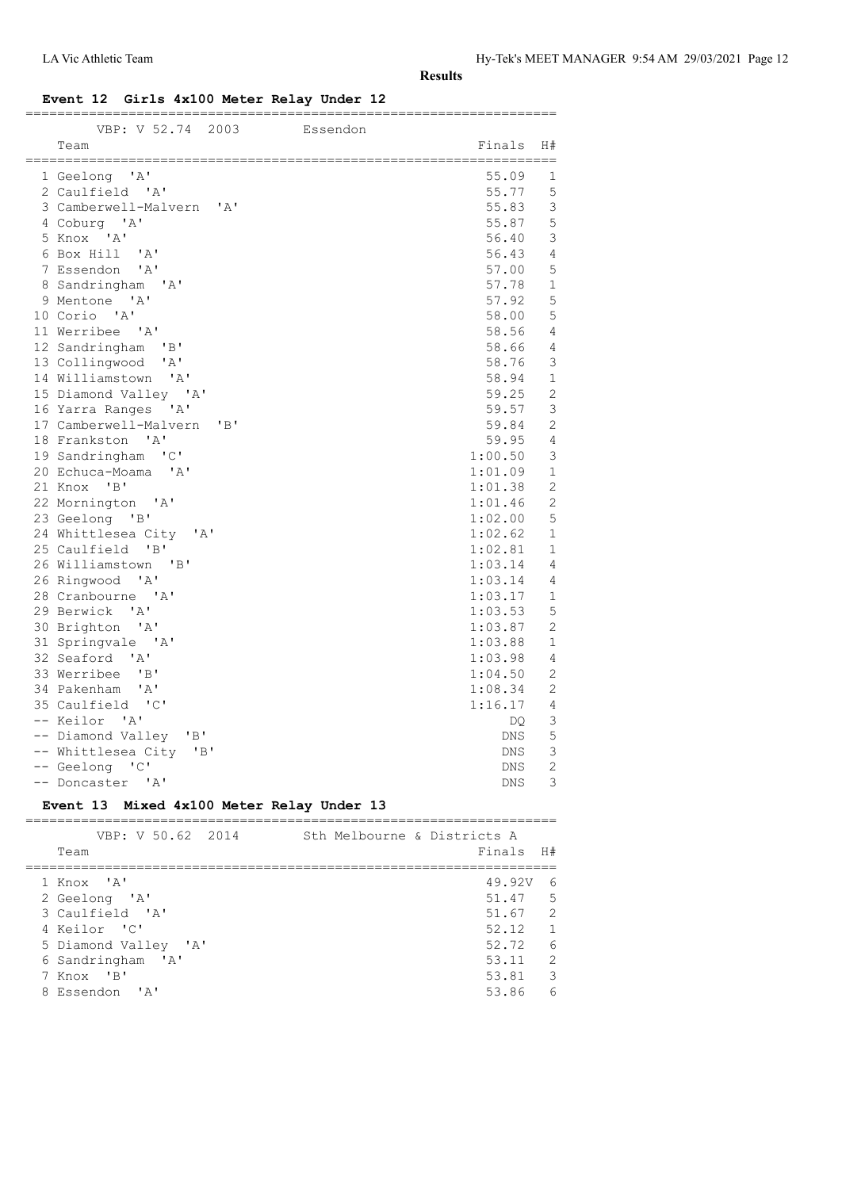**Results**

### Event 12 Girls 4x100 Meter Relay Under 12

VBP: V 52.74 2003 Essendon

| | Team | Finals | H# |
|---|---|---|---|
| 1 | Geelong 'A' | 55.09 | 1 |
| 2 | Caulfield 'A' | 55.77 | 5 |
| 3 | Camberwell-Malvern 'A' | 55.83 | 3 |
| 4 | Coburg 'A' | 55.87 | 5 |
| 5 | Knox 'A' | 56.40 | 3 |
| 6 | Box Hill 'A' | 56.43 | 4 |
| 7 | Essendon 'A' | 57.00 | 5 |
| 8 | Sandringham 'A' | 57.78 | 1 |
| 9 | Mentone 'A' | 57.92 | 5 |
| 10 | Corio 'A' | 58.00 | 5 |
| 11 | Werribee 'A' | 58.56 | 4 |
| 12 | Sandringham 'B' | 58.66 | 4 |
| 13 | Collingwood 'A' | 58.76 | 3 |
| 14 | Williamstown 'A' | 58.94 | 1 |
| 15 | Diamond Valley 'A' | 59.25 | 2 |
| 16 | Yarra Ranges 'A' | 59.57 | 3 |
| 17 | Camberwell-Malvern 'B' | 59.84 | 2 |
| 18 | Frankston 'A' | 59.95 | 4 |
| 19 | Sandringham 'C' | 1:00.50 | 3 |
| 20 | Echuca-Moama 'A' | 1:01.09 | 1 |
| 21 | Knox 'B' | 1:01.38 | 2 |
| 22 | Mornington 'A' | 1:01.46 | 2 |
| 23 | Geelong 'B' | 1:02.00 | 5 |
| 24 | Whittlesea City 'A' | 1:02.62 | 1 |
| 25 | Caulfield 'B' | 1:02.81 | 1 |
| 26 | Williamstown 'B' | 1:03.14 | 4 |
| 26 | Ringwood 'A' | 1:03.14 | 4 |
| 28 | Cranbourne 'A' | 1:03.17 | 1 |
| 29 | Berwick 'A' | 1:03.53 | 5 |
| 30 | Brighton 'A' | 1:03.87 | 2 |
| 31 | Springvale 'A' | 1:03.88 | 1 |
| 32 | Seaford 'A' | 1:03.98 | 4 |
| 33 | Werribee 'B' | 1:04.50 | 2 |
| 34 | Pakenham 'A' | 1:08.34 | 2 |
| 35 | Caulfield 'C' | 1:16.17 | 4 |
| -- | Keilor 'A' | DQ | 3 |
| -- | Diamond Valley 'B' | DNS | 5 |
| -- | Whittlesea City 'B' | DNS | 3 |
| -- | Geelong 'C' | DNS | 2 |
| -- | Doncaster 'A' | DNS | 3 |

### Event 13 Mixed 4x100 Meter Relay Under 13

VBP: V 50.62 2014 Sth Melbourne & Districts A

| | Team | Finals | H# |
|---|---|---|---|
| 1 | Knox 'A' | 49.92V | 6 |
| 2 | Geelong 'A' | 51.47 | 5 |
| 3 | Caulfield 'A' | 51.67 | 2 |
| 4 | Keilor 'C' | 52.12 | 1 |
| 5 | Diamond Valley 'A' | 52.72 | 6 |
| 6 | Sandringham 'A' | 53.11 | 2 |
| 7 | Knox 'B' | 53.81 | 3 |
| 8 | Essendon 'A' | 53.86 | 6 |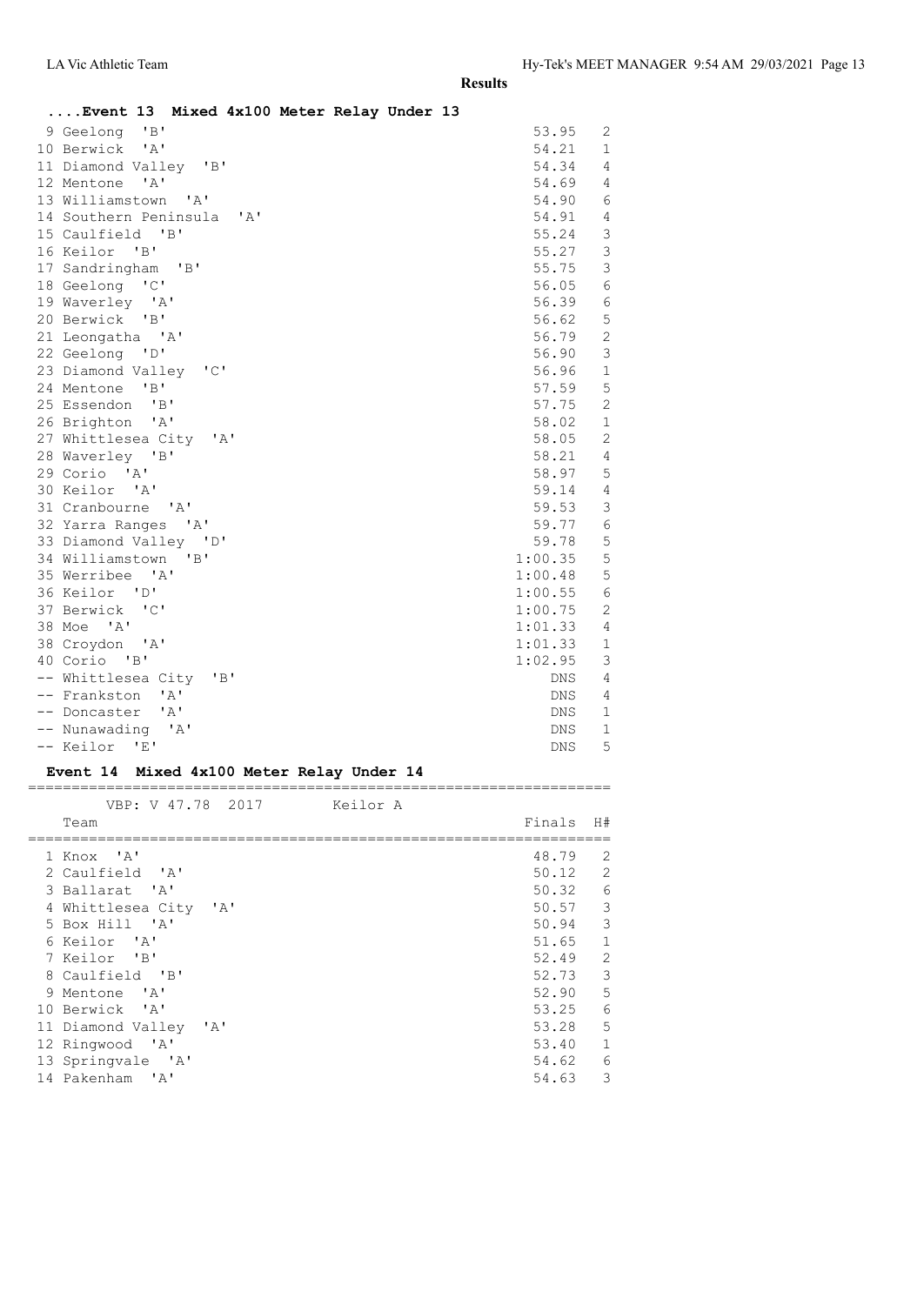**Results**

### ....Event 13 Mixed 4x100 Meter Relay Under 13

| Place | Team | Finals | H# |
|---|---|---|---|
| 9 | Geelong 'B' | 53.95 | 2 |
| 10 | Berwick 'A' | 54.21 | 1 |
| 11 | Diamond Valley 'B' | 54.34 | 4 |
| 12 | Mentone 'A' | 54.69 | 4 |
| 13 | Williamstown 'A' | 54.90 | 6 |
| 14 | Southern Peninsula 'A' | 54.91 | 4 |
| 15 | Caulfield 'B' | 55.24 | 3 |
| 16 | Keilor 'B' | 55.27 | 3 |
| 17 | Sandringham 'B' | 55.75 | 3 |
| 18 | Geelong 'C' | 56.05 | 6 |
| 19 | Waverley 'A' | 56.39 | 6 |
| 20 | Berwick 'B' | 56.62 | 5 |
| 21 | Leongatha 'A' | 56.79 | 2 |
| 22 | Geelong 'D' | 56.90 | 3 |
| 23 | Diamond Valley 'C' | 56.96 | 1 |
| 24 | Mentone 'B' | 57.59 | 5 |
| 25 | Essendon 'B' | 57.75 | 2 |
| 26 | Brighton 'A' | 58.02 | 1 |
| 27 | Whittlesea City 'A' | 58.05 | 2 |
| 28 | Waverley 'B' | 58.21 | 4 |
| 29 | Corio 'A' | 58.97 | 5 |
| 30 | Keilor 'A' | 59.14 | 4 |
| 31 | Cranbourne 'A' | 59.53 | 3 |
| 32 | Yarra Ranges 'A' | 59.77 | 6 |
| 33 | Diamond Valley 'D' | 59.78 | 5 |
| 34 | Williamstown 'B' | 1:00.35 | 5 |
| 35 | Werribee 'A' | 1:00.48 | 5 |
| 36 | Keilor 'D' | 1:00.55 | 6 |
| 37 | Berwick 'C' | 1:00.75 | 2 |
| 38 | Moe 'A' | 1:01.33 | 4 |
| 38 | Croydon 'A' | 1:01.33 | 1 |
| 40 | Corio 'B' | 1:02.95 | 3 |
| -- | Whittlesea City 'B' | DNS | 4 |
| -- | Frankston 'A' | DNS | 4 |
| -- | Doncaster 'A' | DNS | 1 |
| -- | Nunawading 'A' | DNS | 1 |
| -- | Keilor 'E' | DNS | 5 |

### Event 14 Mixed 4x100 Meter Relay Under 14

VBP: V 47.78 2017 Keilor A

| Place | Team | Finals | H# |
|---|---|---|---|
| 1 | Knox 'A' | 48.79 | 2 |
| 2 | Caulfield 'A' | 50.12 | 2 |
| 3 | Ballarat 'A' | 50.32 | 6 |
| 4 | Whittlesea City 'A' | 50.57 | 3 |
| 5 | Box Hill 'A' | 50.94 | 3 |
| 6 | Keilor 'A' | 51.65 | 1 |
| 7 | Keilor 'B' | 52.49 | 2 |
| 8 | Caulfield 'B' | 52.73 | 3 |
| 9 | Mentone 'A' | 52.90 | 5 |
| 10 | Berwick 'A' | 53.25 | 6 |
| 11 | Diamond Valley 'A' | 53.28 | 5 |
| 12 | Ringwood 'A' | 53.40 | 1 |
| 13 | Springvale 'A' | 54.62 | 6 |
| 14 | Pakenham 'A' | 54.63 | 3 |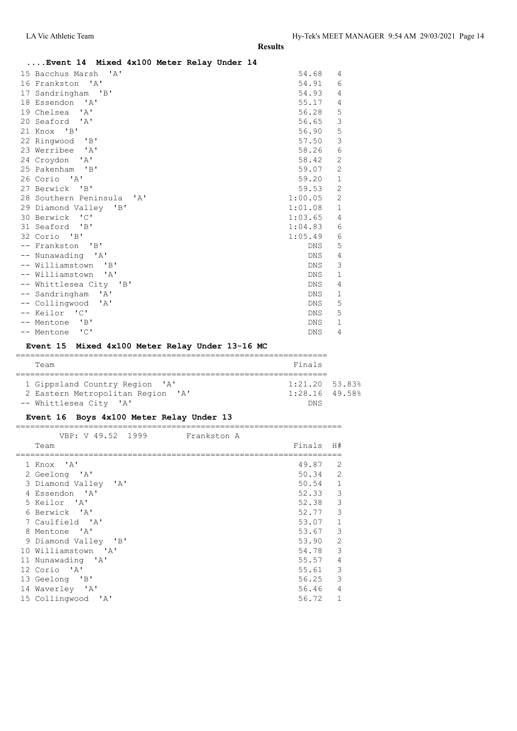**Results**

### ....Event 14 Mixed 4x100 Meter Relay Under 14

| Place | Team | Finals | H# |
|---|---|---|---|
| 15 | Bacchus Marsh 'A' | 54.68 | 4 |
| 16 | Frankston 'A' | 54.91 | 6 |
| 17 | Sandringham 'B' | 54.93 | 4 |
| 18 | Essendon 'A' | 55.17 | 4 |
| 19 | Chelsea 'A' | 56.28 | 5 |
| 20 | Seaford 'A' | 56.65 | 3 |
| 21 | Knox 'B' | 56.90 | 5 |
| 22 | Ringwood 'B' | 57.50 | 3 |
| 23 | Werribee 'A' | 58.26 | 6 |
| 24 | Croydon 'A' | 58.42 | 2 |
| 25 | Pakenham 'B' | 59.07 | 2 |
| 26 | Corio 'A' | 59.20 | 1 |
| 27 | Berwick 'B' | 59.53 | 2 |
| 28 | Southern Peninsula 'A' | 1:00.05 | 2 |
| 29 | Diamond Valley 'B' | 1:01.08 | 1 |
| 30 | Berwick 'C' | 1:03.65 | 4 |
| 31 | Seaford 'B' | 1:04.83 | 6 |
| 32 | Corio 'B' | 1:05.49 | 6 |
| -- | Frankston 'B' | DNS | 5 |
| -- | Nunawading 'A' | DNS | 4 |
| -- | Williamstown 'B' | DNS | 3 |
| -- | Williamstown 'A' | DNS | 1 |
| -- | Whittlesea City 'B' | DNS | 4 |
| -- | Sandringham 'A' | DNS | 1 |
| -- | Collingwood 'A' | DNS | 5 |
| -- | Keilor 'C' | DNS | 5 |
| -- | Mentone 'B' | DNS | 1 |
| -- | Mentone 'C' | DNS | 4 |

### Event 15 Mixed 4x100 Meter Relay Under 13-16 MC

| Place | Team | Finals | |
|---|---|---|---|
| 1 | Gippsland Country Region 'A' | 1:21.20 | 53.83% |
| 2 | Eastern Metropolitan Region 'A' | 1:28.16 | 49.58% |
| -- | Whittlesea City 'A' | DNS | |

### Event 16 Boys 4x100 Meter Relay Under 13

VBP: V 49.52 1999 Frankston A

| Place | Team | Finals | H# |
|---|---|---|---|
| 1 | Knox 'A' | 49.87 | 2 |
| 2 | Geelong 'A' | 50.34 | 2 |
| 3 | Diamond Valley 'A' | 50.54 | 1 |
| 4 | Essendon 'A' | 52.33 | 3 |
| 5 | Keilor 'A' | 52.38 | 3 |
| 6 | Berwick 'A' | 52.77 | 3 |
| 7 | Caulfield 'A' | 53.07 | 1 |
| 8 | Mentone 'A' | 53.67 | 3 |
| 9 | Diamond Valley 'B' | 53.90 | 2 |
| 10 | Williamstown 'A' | 54.78 | 3 |
| 11 | Nunawading 'A' | 55.57 | 4 |
| 12 | Corio 'A' | 55.61 | 3 |
| 13 | Geelong 'B' | 56.25 | 3 |
| 14 | Waverley 'A' | 56.46 | 4 |
| 15 | Collingwood 'A' | 56.72 | 1 |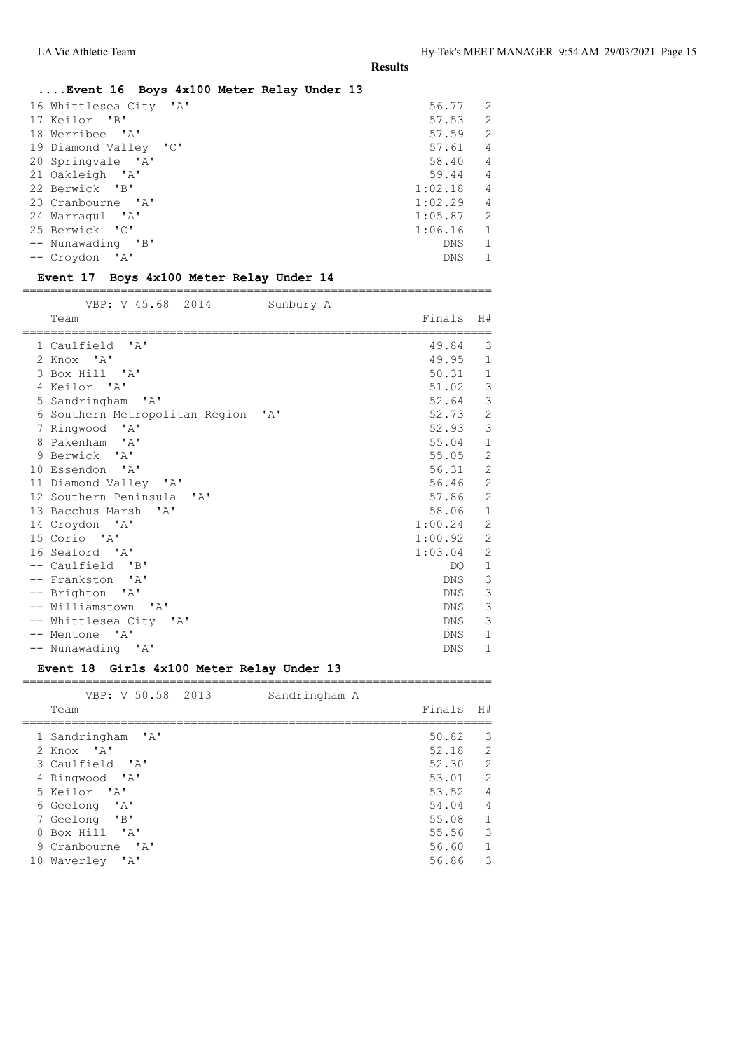## Results

### ....Event 16 Boys 4x100 Meter Relay Under 13

| Team | Finals | H# |
|---|---|---|
| 16 Whittlesea City 'A' | 56.77 | 2 |
| 17 Keilor 'B' | 57.53 | 2 |
| 18 Werribee 'A' | 57.59 | 2 |
| 19 Diamond Valley 'C' | 57.61 | 4 |
| 20 Springvale 'A' | 58.40 | 4 |
| 21 Oakleigh 'A' | 59.44 | 4 |
| 22 Berwick 'B' | 1:02.18 | 4 |
| 23 Cranbourne 'A' | 1:02.29 | 4 |
| 24 Warragul 'A' | 1:05.87 | 2 |
| 25 Berwick 'C' | 1:06.16 | 1 |
| -- Nunawading 'B' | DNS | 1 |
| -- Croydon 'A' | DNS | 1 |

### Event 17 Boys 4x100 Meter Relay Under 14

VBP: V 45.68 2014 Sunbury A

| Team | Finals | H# |
|---|---|---|
| 1 Caulfield 'A' | 49.84 | 3 |
| 2 Knox 'A' | 49.95 | 1 |
| 3 Box Hill 'A' | 50.31 | 1 |
| 4 Keilor 'A' | 51.02 | 3 |
| 5 Sandringham 'A' | 52.64 | 3 |
| 6 Southern Metropolitan Region 'A' | 52.73 | 2 |
| 7 Ringwood 'A' | 52.93 | 3 |
| 8 Pakenham 'A' | 55.04 | 1 |
| 9 Berwick 'A' | 55.05 | 2 |
| 10 Essendon 'A' | 56.31 | 2 |
| 11 Diamond Valley 'A' | 56.46 | 2 |
| 12 Southern Peninsula 'A' | 57.86 | 2 |
| 13 Bacchus Marsh 'A' | 58.06 | 1 |
| 14 Croydon 'A' | 1:00.24 | 2 |
| 15 Corio 'A' | 1:00.92 | 2 |
| 16 Seaford 'A' | 1:03.04 | 2 |
| -- Caulfield 'B' | DQ | 1 |
| -- Frankston 'A' | DNS | 3 |
| -- Brighton 'A' | DNS | 3 |
| -- Williamstown 'A' | DNS | 3 |
| -- Whittlesea City 'A' | DNS | 3 |
| -- Mentone 'A' | DNS | 1 |
| -- Nunawading 'A' | DNS | 1 |

### Event 18 Girls 4x100 Meter Relay Under 13

VBP: V 50.58 2013 Sandringham A

| Team | Finals | H# |
|---|---|---|
| 1 Sandringham 'A' | 50.82 | 3 |
| 2 Knox 'A' | 52.18 | 2 |
| 3 Caulfield 'A' | 52.30 | 2 |
| 4 Ringwood 'A' | 53.01 | 2 |
| 5 Keilor 'A' | 53.52 | 4 |
| 6 Geelong 'A' | 54.04 | 4 |
| 7 Geelong 'B' | 55.08 | 1 |
| 8 Box Hill 'A' | 55.56 | 3 |
| 9 Cranbourne 'A' | 56.60 | 1 |
| 10 Waverley 'A' | 56.86 | 3 |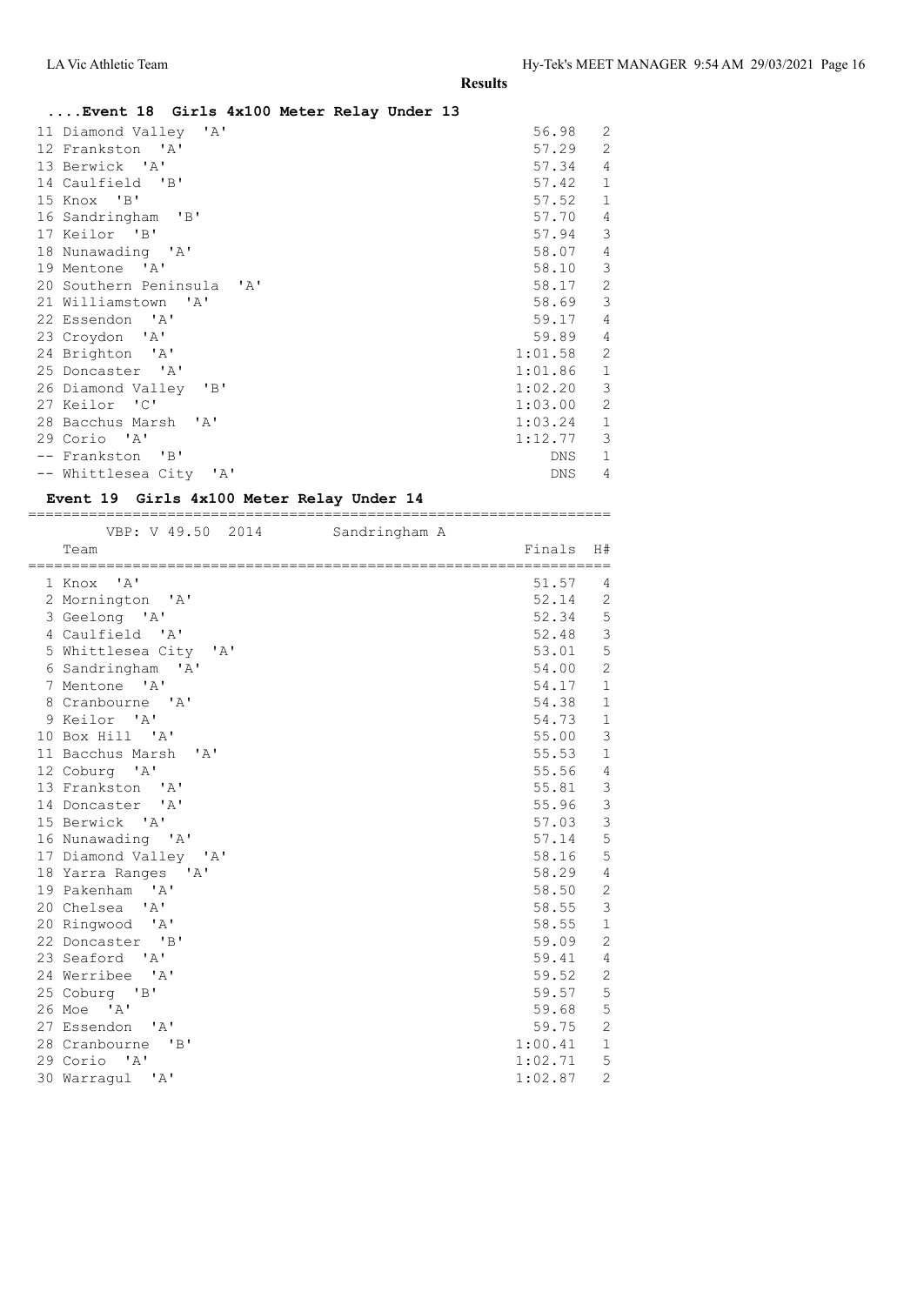**Results**

### ....Event 18 Girls 4x100 Meter Relay Under 13

| Place | Team | Finals | H# |
|---|---|---|---|
| 11 | Diamond Valley 'A' | 56.98 | 2 |
| 12 | Frankston 'A' | 57.29 | 2 |
| 13 | Berwick 'A' | 57.34 | 4 |
| 14 | Caulfield 'B' | 57.42 | 1 |
| 15 | Knox 'B' | 57.52 | 1 |
| 16 | Sandringham 'B' | 57.70 | 4 |
| 17 | Keilor 'B' | 57.94 | 3 |
| 18 | Nunawading 'A' | 58.07 | 4 |
| 19 | Mentone 'A' | 58.10 | 3 |
| 20 | Southern Peninsula 'A' | 58.17 | 2 |
| 21 | Williamstown 'A' | 58.69 | 3 |
| 22 | Essendon 'A' | 59.17 | 4 |
| 23 | Croydon 'A' | 59.89 | 4 |
| 24 | Brighton 'A' | 1:01.58 | 2 |
| 25 | Doncaster 'A' | 1:01.86 | 1 |
| 26 | Diamond Valley 'B' | 1:02.20 | 3 |
| 27 | Keilor 'C' | 1:03.00 | 2 |
| 28 | Bacchus Marsh 'A' | 1:03.24 | 1 |
| 29 | Corio 'A' | 1:12.77 | 3 |
| -- | Frankston 'B' | DNS | 1 |
| -- | Whittlesea City 'A' | DNS | 4 |

### Event 19 Girls 4x100 Meter Relay Under 14

VBP: V 49.50 2014 Sandringham A

| Place | Team | Finals | H# |
|---|---|---|---|
| 1 | Knox 'A' | 51.57 | 4 |
| 2 | Mornington 'A' | 52.14 | 2 |
| 3 | Geelong 'A' | 52.34 | 5 |
| 4 | Caulfield 'A' | 52.48 | 3 |
| 5 | Whittlesea City 'A' | 53.01 | 5 |
| 6 | Sandringham 'A' | 54.00 | 2 |
| 7 | Mentone 'A' | 54.17 | 1 |
| 8 | Cranbourne 'A' | 54.38 | 1 |
| 9 | Keilor 'A' | 54.73 | 1 |
| 10 | Box Hill 'A' | 55.00 | 3 |
| 11 | Bacchus Marsh 'A' | 55.53 | 1 |
| 12 | Coburg 'A' | 55.56 | 4 |
| 13 | Frankston 'A' | 55.81 | 3 |
| 14 | Doncaster 'A' | 55.96 | 3 |
| 15 | Berwick 'A' | 57.03 | 3 |
| 16 | Nunawading 'A' | 57.14 | 5 |
| 17 | Diamond Valley 'A' | 58.16 | 5 |
| 18 | Yarra Ranges 'A' | 58.29 | 4 |
| 19 | Pakenham 'A' | 58.50 | 2 |
| 20 | Chelsea 'A' | 58.55 | 3 |
| 20 | Ringwood 'A' | 58.55 | 1 |
| 22 | Doncaster 'B' | 59.09 | 2 |
| 23 | Seaford 'A' | 59.41 | 4 |
| 24 | Werribee 'A' | 59.52 | 2 |
| 25 | Coburg 'B' | 59.57 | 5 |
| 26 | Moe 'A' | 59.68 | 5 |
| 27 | Essendon 'A' | 59.75 | 2 |
| 28 | Cranbourne 'B' | 1:00.41 | 1 |
| 29 | Corio 'A' | 1:02.71 | 5 |
| 30 | Warragul 'A' | 1:02.87 | 2 |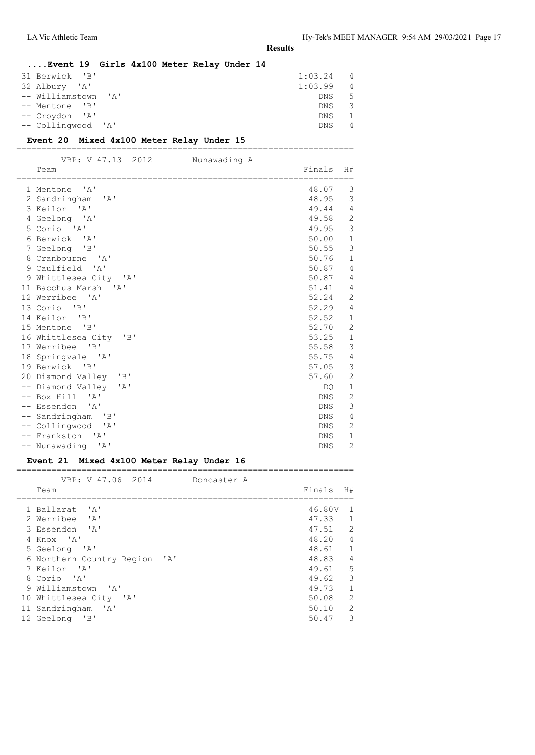**Results**

### ....Event 19 Girls 4x100 Meter Relay Under 14

| Place | Team | Finals | H# |
|---|---|---|---|
| 31 | Berwick 'B' | 1:03.24 | 4 |
| 32 | Albury 'A' | 1:03.99 | 4 |
| -- | Williamstown 'A' | DNS | 5 |
| -- | Mentone 'B' | DNS | 3 |
| -- | Croydon 'A' | DNS | 1 |
| -- | Collingwood 'A' | DNS | 4 |

### Event 20 Mixed 4x100 Meter Relay Under 15

VBP: V 47.13 2012 Nunawading A

| Place | Team | Finals | H# |
|---|---|---|---|
| 1 | Mentone 'A' | 48.07 | 3 |
| 2 | Sandringham 'A' | 48.95 | 3 |
| 3 | Keilor 'A' | 49.44 | 4 |
| 4 | Geelong 'A' | 49.58 | 2 |
| 5 | Corio 'A' | 49.95 | 3 |
| 6 | Berwick 'A' | 50.00 | 1 |
| 7 | Geelong 'B' | 50.55 | 3 |
| 8 | Cranbourne 'A' | 50.76 | 1 |
| 9 | Caulfield 'A' | 50.87 | 4 |
| 9 | Whittlesea City 'A' | 50.87 | 4 |
| 11 | Bacchus Marsh 'A' | 51.41 | 4 |
| 12 | Werribee 'A' | 52.24 | 2 |
| 13 | Corio 'B' | 52.29 | 4 |
| 14 | Keilor 'B' | 52.52 | 1 |
| 15 | Mentone 'B' | 52.70 | 2 |
| 16 | Whittlesea City 'B' | 53.25 | 1 |
| 17 | Werribee 'B' | 55.58 | 3 |
| 18 | Springvale 'A' | 55.75 | 4 |
| 19 | Berwick 'B' | 57.05 | 3 |
| 20 | Diamond Valley 'B' | 57.60 | 2 |
| -- | Diamond Valley 'A' | DQ | 1 |
| -- | Box Hill 'A' | DNS | 2 |
| -- | Essendon 'A' | DNS | 3 |
| -- | Sandringham 'B' | DNS | 4 |
| -- | Collingwood 'A' | DNS | 2 |
| -- | Frankston 'A' | DNS | 1 |
| -- | Nunawading 'A' | DNS | 2 |

### Event 21 Mixed 4x100 Meter Relay Under 16

VBP: V 47.06 2014 Doncaster A

| Place | Team | Finals | H# |
|---|---|---|---|
| 1 | Ballarat 'A' | 46.80V | 1 |
| 2 | Werribee 'A' | 47.33 | 1 |
| 3 | Essendon 'A' | 47.51 | 2 |
| 4 | Knox 'A' | 48.20 | 4 |
| 5 | Geelong 'A' | 48.61 | 1 |
| 6 | Northern Country Region 'A' | 48.83 | 4 |
| 7 | Keilor 'A' | 49.61 | 5 |
| 8 | Corio 'A' | 49.62 | 3 |
| 9 | Williamstown 'A' | 49.73 | 1 |
| 10 | Whittlesea City 'A' | 50.08 | 2 |
| 11 | Sandringham 'A' | 50.10 | 2 |
| 12 | Geelong 'B' | 50.47 | 3 |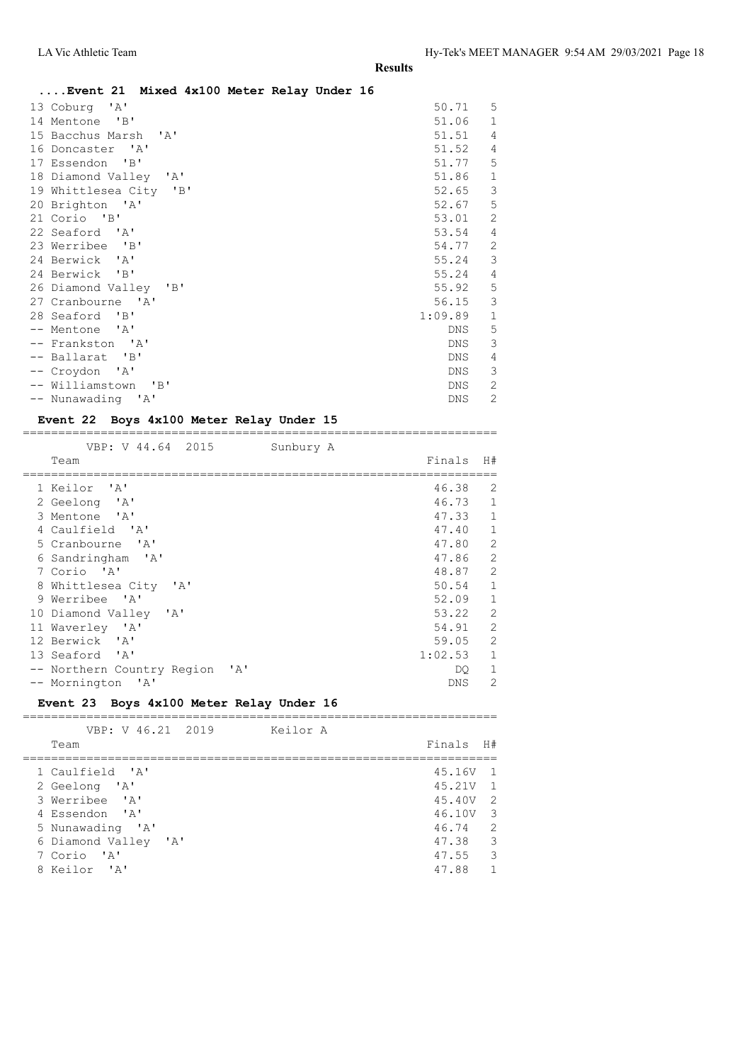**Results**

#### ....Event 21 Mixed 4x100 Meter Relay Under 16

| Team | Finals | H# |
|---|---|---|
| 13 Coburg 'A' | 50.71 | 5 |
| 14 Mentone 'B' | 51.06 | 1 |
| 15 Bacchus Marsh 'A' | 51.51 | 4 |
| 16 Doncaster 'A' | 51.52 | 4 |
| 17 Essendon 'B' | 51.77 | 5 |
| 18 Diamond Valley 'A' | 51.86 | 1 |
| 19 Whittlesea City 'B' | 52.65 | 3 |
| 20 Brighton 'A' | 52.67 | 5 |
| 21 Corio 'B' | 53.01 | 2 |
| 22 Seaford 'A' | 53.54 | 4 |
| 23 Werribee 'B' | 54.77 | 2 |
| 24 Berwick 'A' | 55.24 | 3 |
| 24 Berwick 'B' | 55.24 | 4 |
| 26 Diamond Valley 'B' | 55.92 | 5 |
| 27 Cranbourne 'A' | 56.15 | 3 |
| 28 Seaford 'B' | 1:09.89 | 1 |
| -- Mentone 'A' | DNS | 5 |
| -- Frankston 'A' | DNS | 3 |
| -- Ballarat 'B' | DNS | 4 |
| -- Croydon 'A' | DNS | 3 |
| -- Williamstown 'B' | DNS | 2 |
| -- Nunawading 'A' | DNS | 2 |

#### Event 22 Boys 4x100 Meter Relay Under 15

VBP: V 44.64 2015 Sunbury A

| Team | Finals | H# |
|---|---|---|
| 1 Keilor 'A' | 46.38 | 2 |
| 2 Geelong 'A' | 46.73 | 1 |
| 3 Mentone 'A' | 47.33 | 1 |
| 4 Caulfield 'A' | 47.40 | 1 |
| 5 Cranbourne 'A' | 47.80 | 2 |
| 6 Sandringham 'A' | 47.86 | 2 |
| 7 Corio 'A' | 48.87 | 2 |
| 8 Whittlesea City 'A' | 50.54 | 1 |
| 9 Werribee 'A' | 52.09 | 1 |
| 10 Diamond Valley 'A' | 53.22 | 2 |
| 11 Waverley 'A' | 54.91 | 2 |
| 12 Berwick 'A' | 59.05 | 2 |
| 13 Seaford 'A' | 1:02.53 | 1 |
| -- Northern Country Region 'A' | DQ | 1 |
| -- Mornington 'A' | DNS | 2 |

#### Event 23 Boys 4x100 Meter Relay Under 16

VBP: V 46.21 2019 Keilor A

| Team | Finals | H# |
|---|---|---|
| 1 Caulfield 'A' | 45.16V | 1 |
| 2 Geelong 'A' | 45.21V | 1 |
| 3 Werribee 'A' | 45.40V | 2 |
| 4 Essendon 'A' | 46.10V | 3 |
| 5 Nunawading 'A' | 46.74 | 2 |
| 6 Diamond Valley 'A' | 47.38 | 3 |
| 7 Corio 'A' | 47.55 | 3 |
| 8 Keilor 'A' | 47.88 | 1 |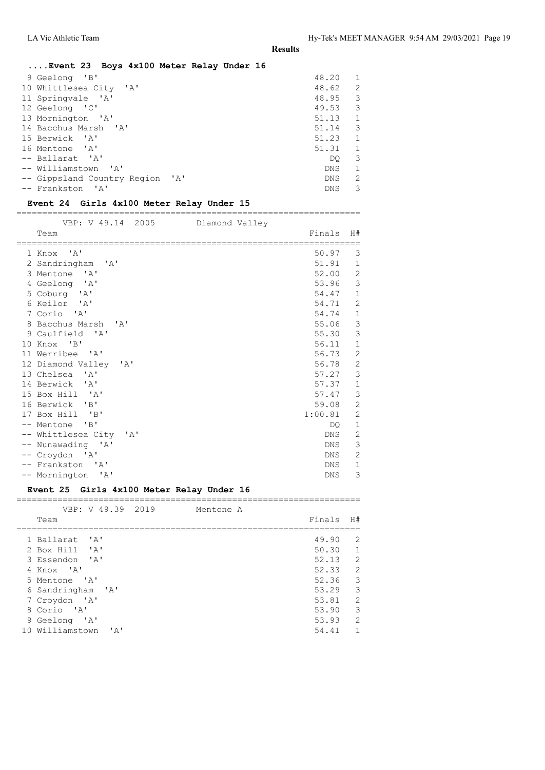**Results**

### ....Event 23 Boys 4x100 Meter Relay Under 16

| Place | Team | Finals | H# |
|---|---|---|---|
| 9 | Geelong 'B' | 48.20 | 1 |
| 10 | Whittlesea City 'A' | 48.62 | 2 |
| 11 | Springvale 'A' | 48.95 | 3 |
| 12 | Geelong 'C' | 49.53 | 3 |
| 13 | Mornington 'A' | 51.13 | 1 |
| 14 | Bacchus Marsh 'A' | 51.14 | 3 |
| 15 | Berwick 'A' | 51.23 | 1 |
| 16 | Mentone 'A' | 51.31 | 1 |
| -- | Ballarat 'A' | DQ | 3 |
| -- | Williamstown 'A' | DNS | 1 |
| -- | Gippsland Country Region 'A' | DNS | 2 |
| -- | Frankston 'A' | DNS | 3 |

### Event 24 Girls 4x100 Meter Relay Under 15

VBP: V 49.14 2005 Diamond Valley

| Place | Team | Finals | H# |
|---|---|---|---|
| 1 | Knox 'A' | 50.97 | 3 |
| 2 | Sandringham 'A' | 51.91 | 1 |
| 3 | Mentone 'A' | 52.00 | 2 |
| 4 | Geelong 'A' | 53.96 | 3 |
| 5 | Coburg 'A' | 54.47 | 1 |
| 6 | Keilor 'A' | 54.71 | 2 |
| 7 | Corio 'A' | 54.74 | 1 |
| 8 | Bacchus Marsh 'A' | 55.06 | 3 |
| 9 | Caulfield 'A' | 55.30 | 3 |
| 10 | Knox 'B' | 56.11 | 1 |
| 11 | Werribee 'A' | 56.73 | 2 |
| 12 | Diamond Valley 'A' | 56.78 | 2 |
| 13 | Chelsea 'A' | 57.27 | 3 |
| 14 | Berwick 'A' | 57.37 | 1 |
| 15 | Box Hill 'A' | 57.47 | 3 |
| 16 | Berwick 'B' | 59.08 | 2 |
| 17 | Box Hill 'B' | 1:00.81 | 2 |
| -- | Mentone 'B' | DQ | 1 |
| -- | Whittlesea City 'A' | DNS | 2 |
| -- | Nunawading 'A' | DNS | 3 |
| -- | Croydon 'A' | DNS | 2 |
| -- | Frankston 'A' | DNS | 1 |
| -- | Mornington 'A' | DNS | 3 |

### Event 25 Girls 4x100 Meter Relay Under 16

VBP: V 49.39 2019 Mentone A

| Place | Team | Finals | H# |
|---|---|---|---|
| 1 | Ballarat 'A' | 49.90 | 2 |
| 2 | Box Hill 'A' | 50.30 | 1 |
| 3 | Essendon 'A' | 52.13 | 2 |
| 4 | Knox 'A' | 52.33 | 2 |
| 5 | Mentone 'A' | 52.36 | 3 |
| 6 | Sandringham 'A' | 53.29 | 3 |
| 7 | Croydon 'A' | 53.81 | 2 |
| 8 | Corio 'A' | 53.90 | 3 |
| 9 | Geelong 'A' | 53.93 | 2 |
| 10 | Williamstown 'A' | 54.41 | 1 |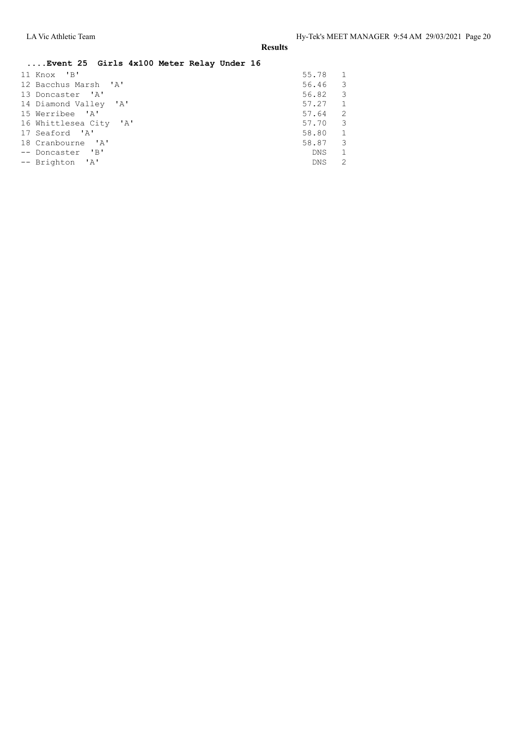**Results**

### ....Event 25 Girls 4x100 Meter Relay Under 16

| | | | |
|---|---|---|---|
| 11 | Knox 'B' | 55.78 | 1 |
| 12 | Bacchus Marsh 'A' | 56.46 | 3 |
| 13 | Doncaster 'A' | 56.82 | 3 |
| 14 | Diamond Valley 'A' | 57.27 | 1 |
| 15 | Werribee 'A' | 57.64 | 2 |
| 16 | Whittlesea City 'A' | 57.70 | 3 |
| 17 | Seaford 'A' | 58.80 | 1 |
| 18 | Cranbourne 'A' | 58.87 | 3 |
| -- | Doncaster 'B' | DNS | 1 |
| -- | Brighton 'A' | DNS | 2 |